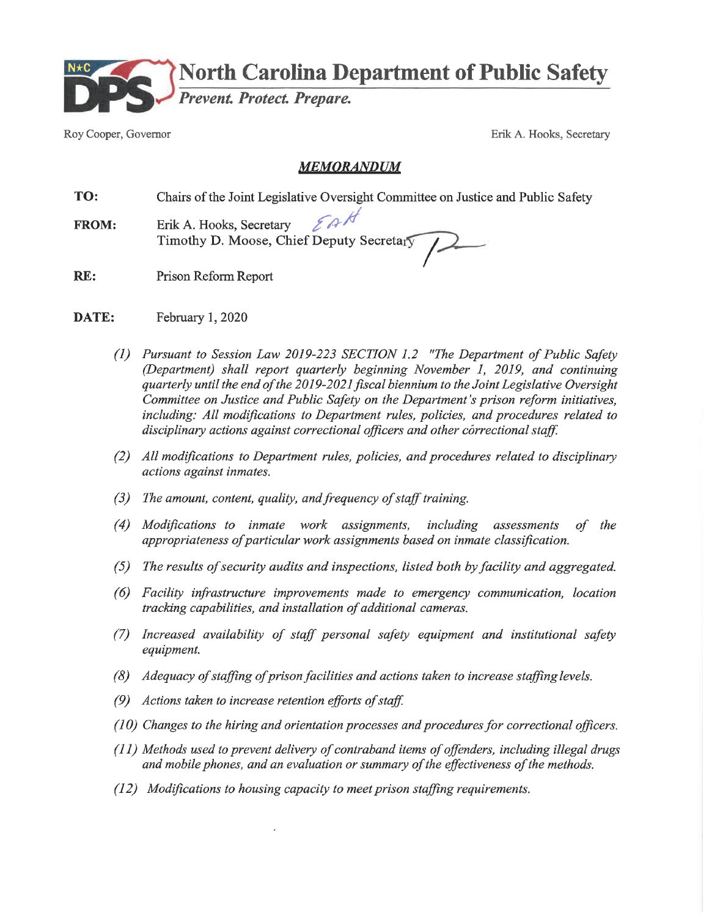# North Carolina Department of Public Safety

*Prevent. Protect. Prepare.*

Roy Cooper, Governor

Erik A. Hooks, Secretary

## *MEMORANDUM*

**TO:** Chairs of the Joint Legislative Oversight Committee on Justice and Public Safety

**FROM:** Erik A. Hooks, Secretary
Timothy D. Moose, Chief Deputy Secretary

**RE:** Prison Reform Report

**DATE:** February 1, 2020

*(1) Pursuant to Session Law 2019-223 SECTION 1.2 "The Department of Public Safety (Department) shall report quarterly beginning November 1, 2019, and continuing quarterly until the end of the 2019-2021 fiscal biennium to the Joint Legislative Oversight Committee on Justice and Public Safety on the Department's prison reform initiatives, including: All modifications to Department rules, policies, and procedures related to disciplinary actions against correctional officers and other correctional staff.*

*(2) All modifications to Department rules, policies, and procedures related to disciplinary actions against inmates.*

*(3) The amount, content, quality, and frequency of staff training.*

*(4) Modifications to inmate work assignments, including assessments of the appropriateness of particular work assignments based on inmate classification.*

*(5) The results of security audits and inspections, listed both by facility and aggregated.*

*(6) Facility infrastructure improvements made to emergency communication, location tracking capabilities, and installation of additional cameras.*

*(7) Increased availability of staff personal safety equipment and institutional safety equipment.*

*(8) Adequacy of staffing of prison facilities and actions taken to increase staffing levels.*

*(9) Actions taken to increase retention efforts of staff.*

*(10) Changes to the hiring and orientation processes and procedures for correctional officers.*

*(11) Methods used to prevent delivery of contraband items of offenders, including illegal drugs and mobile phones, and an evaluation or summary of the effectiveness of the methods.*

*(12) Modifications to housing capacity to meet prison staffing requirements.*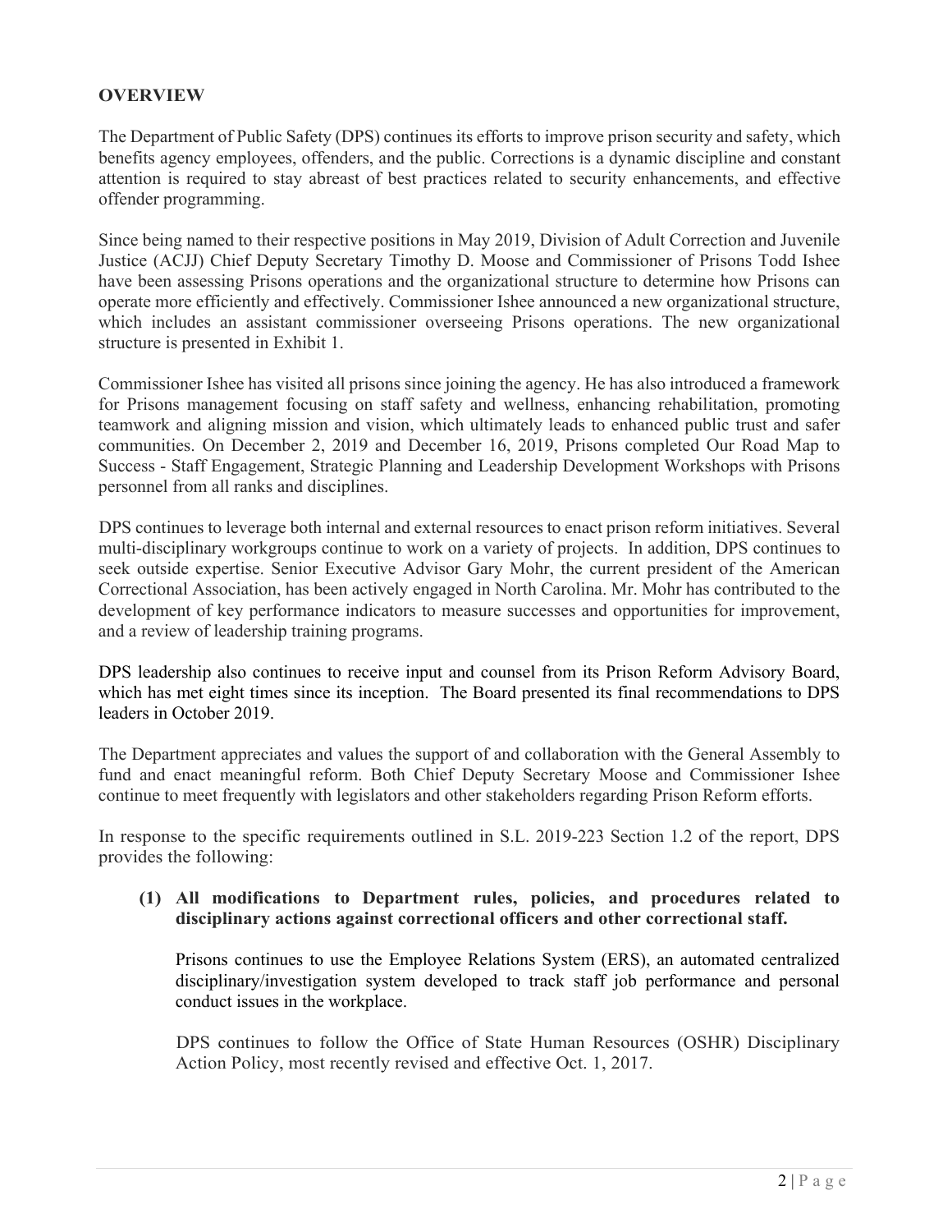## OVERVIEW

The Department of Public Safety (DPS) continues its efforts to improve prison security and safety, which benefits agency employees, offenders, and the public. Corrections is a dynamic discipline and constant attention is required to stay abreast of best practices related to security enhancements, and effective offender programming.

Since being named to their respective positions in May 2019, Division of Adult Correction and Juvenile Justice (ACJJ) Chief Deputy Secretary Timothy D. Moose and Commissioner of Prisons Todd Ishee have been assessing Prisons operations and the organizational structure to determine how Prisons can operate more efficiently and effectively. Commissioner Ishee announced a new organizational structure, which includes an assistant commissioner overseeing Prisons operations. The new organizational structure is presented in Exhibit 1.

Commissioner Ishee has visited all prisons since joining the agency. He has also introduced a framework for Prisons management focusing on staff safety and wellness, enhancing rehabilitation, promoting teamwork and aligning mission and vision, which ultimately leads to enhanced public trust and safer communities. On December 2, 2019 and December 16, 2019, Prisons completed Our Road Map to Success - Staff Engagement, Strategic Planning and Leadership Development Workshops with Prisons personnel from all ranks and disciplines.

DPS continues to leverage both internal and external resources to enact prison reform initiatives. Several multi-disciplinary workgroups continue to work on a variety of projects. In addition, DPS continues to seek outside expertise. Senior Executive Advisor Gary Mohr, the current president of the American Correctional Association, has been actively engaged in North Carolina. Mr. Mohr has contributed to the development of key performance indicators to measure successes and opportunities for improvement, and a review of leadership training programs.

DPS leadership also continues to receive input and counsel from its Prison Reform Advisory Board, which has met eight times since its inception. The Board presented its final recommendations to DPS leaders in October 2019.

The Department appreciates and values the support of and collaboration with the General Assembly to fund and enact meaningful reform. Both Chief Deputy Secretary Moose and Commissioner Ishee continue to meet frequently with legislators and other stakeholders regarding Prison Reform efforts.

In response to the specific requirements outlined in S.L. 2019-223 Section 1.2 of the report, DPS provides the following:

**(1) All modifications to Department rules, policies, and procedures related to disciplinary actions against correctional officers and other correctional staff.**

Prisons continues to use the Employee Relations System (ERS), an automated centralized disciplinary/investigation system developed to track staff job performance and personal conduct issues in the workplace.

DPS continues to follow the Office of State Human Resources (OSHR) Disciplinary Action Policy, most recently revised and effective Oct. 1, 2017.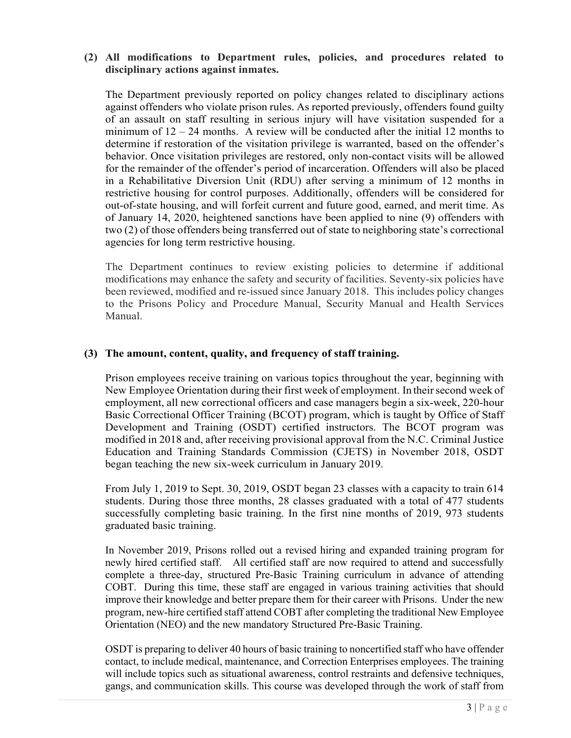**(2) All modifications to Department rules, policies, and procedures related to disciplinary actions against inmates.**

The Department previously reported on policy changes related to disciplinary actions against offenders who violate prison rules. As reported previously, offenders found guilty of an assault on staff resulting in serious injury will have visitation suspended for a minimum of 12 – 24 months. A review will be conducted after the initial 12 months to determine if restoration of the visitation privilege is warranted, based on the offender's behavior. Once visitation privileges are restored, only non-contact visits will be allowed for the remainder of the offender's period of incarceration. Offenders will also be placed in a Rehabilitative Diversion Unit (RDU) after serving a minimum of 12 months in restrictive housing for control purposes. Additionally, offenders will be considered for out-of-state housing, and will forfeit current and future good, earned, and merit time. As of January 14, 2020, heightened sanctions have been applied to nine (9) offenders with two (2) of those offenders being transferred out of state to neighboring state's correctional agencies for long term restrictive housing.

The Department continues to review existing policies to determine if additional modifications may enhance the safety and security of facilities. Seventy-six policies have been reviewed, modified and re-issued since January 2018. This includes policy changes to the Prisons Policy and Procedure Manual, Security Manual and Health Services Manual.

**(3) The amount, content, quality, and frequency of staff training.**

Prison employees receive training on various topics throughout the year, beginning with New Employee Orientation during their first week of employment. In their second week of employment, all new correctional officers and case managers begin a six-week, 220-hour Basic Correctional Officer Training (BCOT) program, which is taught by Office of Staff Development and Training (OSDT) certified instructors. The BCOT program was modified in 2018 and, after receiving provisional approval from the N.C. Criminal Justice Education and Training Standards Commission (CJETS) in November 2018, OSDT began teaching the new six-week curriculum in January 2019.

From July 1, 2019 to Sept. 30, 2019, OSDT began 23 classes with a capacity to train 614 students. During those three months, 28 classes graduated with a total of 477 students successfully completing basic training. In the first nine months of 2019, 973 students graduated basic training.

In November 2019, Prisons rolled out a revised hiring and expanded training program for newly hired certified staff. All certified staff are now required to attend and successfully complete a three-day, structured Pre-Basic Training curriculum in advance of attending COBT. During this time, these staff are engaged in various training activities that should improve their knowledge and better prepare them for their career with Prisons. Under the new program, new-hire certified staff attend COBT after completing the traditional New Employee Orientation (NEO) and the new mandatory Structured Pre-Basic Training.

OSDT is preparing to deliver 40 hours of basic training to noncertified staff who have offender contact, to include medical, maintenance, and Correction Enterprises employees. The training will include topics such as situational awareness, control restraints and defensive techniques, gangs, and communication skills. This course was developed through the work of staff from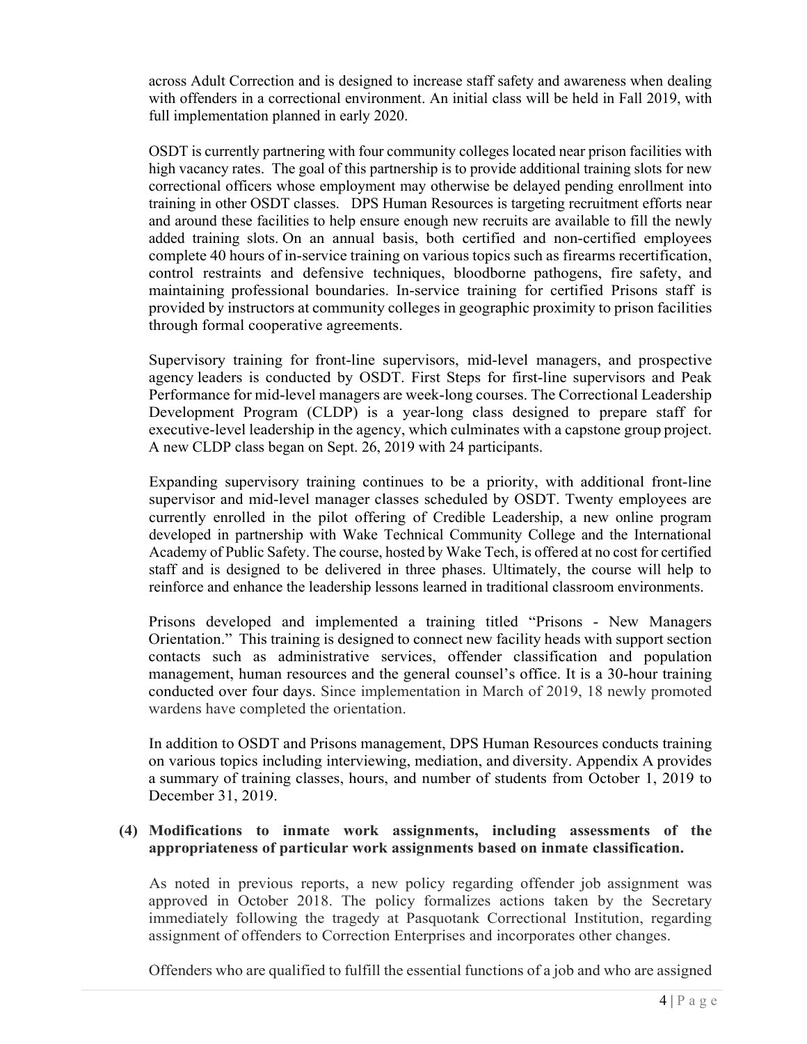across Adult Correction and is designed to increase staff safety and awareness when dealing with offenders in a correctional environment. An initial class will be held in Fall 2019, with full implementation planned in early 2020.

OSDT is currently partnering with four community colleges located near prison facilities with high vacancy rates. The goal of this partnership is to provide additional training slots for new correctional officers whose employment may otherwise be delayed pending enrollment into training in other OSDT classes. DPS Human Resources is targeting recruitment efforts near and around these facilities to help ensure enough new recruits are available to fill the newly added training slots. On an annual basis, both certified and non-certified employees complete 40 hours of in-service training on various topics such as firearms recertification, control restraints and defensive techniques, bloodborne pathogens, fire safety, and maintaining professional boundaries. In-service training for certified Prisons staff is provided by instructors at community colleges in geographic proximity to prison facilities through formal cooperative agreements.

Supervisory training for front-line supervisors, mid-level managers, and prospective agency leaders is conducted by OSDT. First Steps for first-line supervisors and Peak Performance for mid-level managers are week-long courses. The Correctional Leadership Development Program (CLDP) is a year-long class designed to prepare staff for executive-level leadership in the agency, which culminates with a capstone group project. A new CLDP class began on Sept. 26, 2019 with 24 participants.

Expanding supervisory training continues to be a priority, with additional front-line supervisor and mid-level manager classes scheduled by OSDT. Twenty employees are currently enrolled in the pilot offering of Credible Leadership, a new online program developed in partnership with Wake Technical Community College and the International Academy of Public Safety. The course, hosted by Wake Tech, is offered at no cost for certified staff and is designed to be delivered in three phases. Ultimately, the course will help to reinforce and enhance the leadership lessons learned in traditional classroom environments.

Prisons developed and implemented a training titled "Prisons - New Managers Orientation." This training is designed to connect new facility heads with support section contacts such as administrative services, offender classification and population management, human resources and the general counsel's office. It is a 30-hour training conducted over four days. Since implementation in March of 2019, 18 newly promoted wardens have completed the orientation.

In addition to OSDT and Prisons management, DPS Human Resources conducts training on various topics including interviewing, mediation, and diversity. Appendix A provides a summary of training classes, hours, and number of students from October 1, 2019 to December 31, 2019.

**(4) Modifications to inmate work assignments, including assessments of the appropriateness of particular work assignments based on inmate classification.**

As noted in previous reports, a new policy regarding offender job assignment was approved in October 2018. The policy formalizes actions taken by the Secretary immediately following the tragedy at Pasquotank Correctional Institution, regarding assignment of offenders to Correction Enterprises and incorporates other changes.

Offenders who are qualified to fulfill the essential functions of a job and who are assigned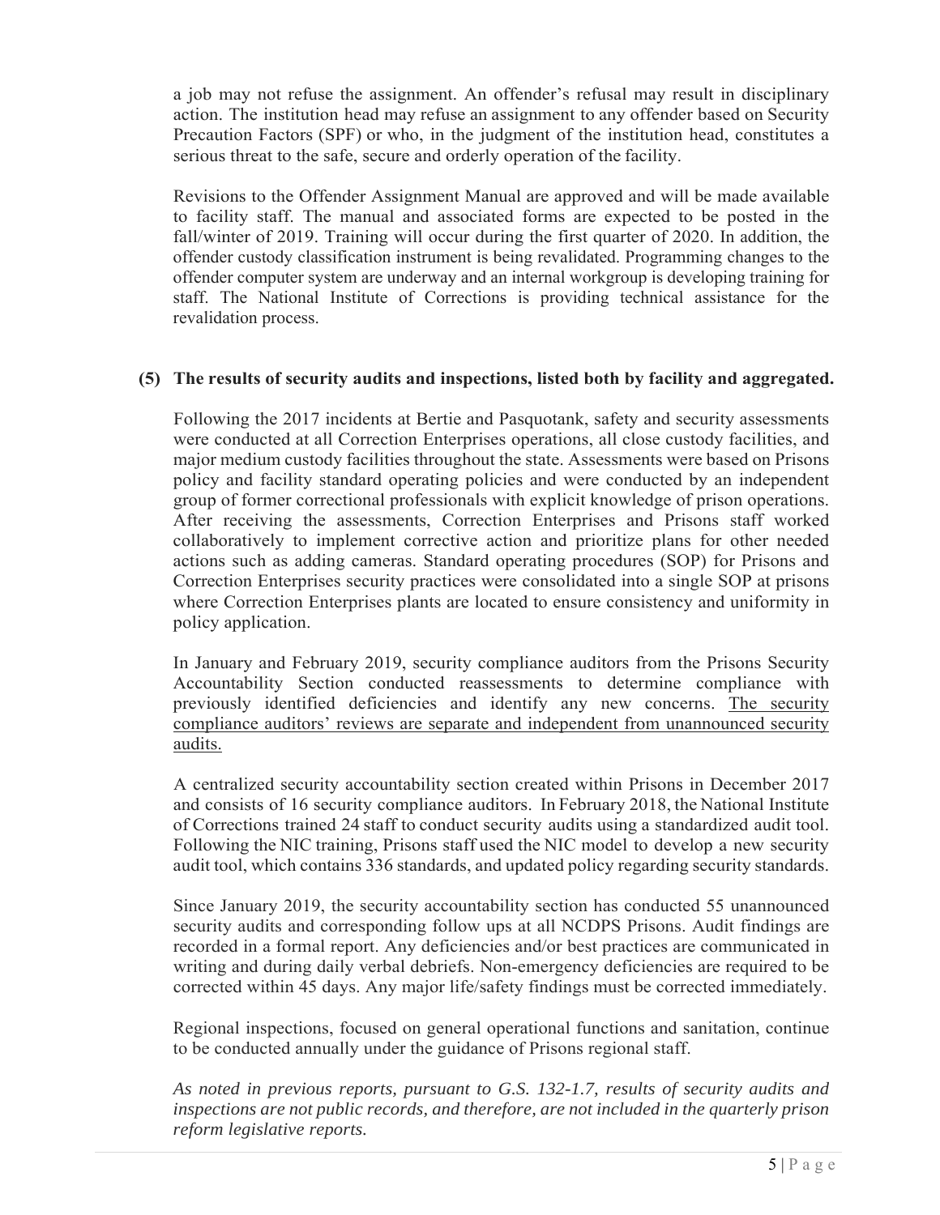a job may not refuse the assignment. An offender's refusal may result in disciplinary action. The institution head may refuse an assignment to any offender based on Security Precaution Factors (SPF) or who, in the judgment of the institution head, constitutes a serious threat to the safe, secure and orderly operation of the facility.

Revisions to the Offender Assignment Manual are approved and will be made available to facility staff. The manual and associated forms are expected to be posted in the fall/winter of 2019. Training will occur during the first quarter of 2020. In addition, the offender custody classification instrument is being revalidated. Programming changes to the offender computer system are underway and an internal workgroup is developing training for staff. The National Institute of Corrections is providing technical assistance for the revalidation process.

**(5) The results of security audits and inspections, listed both by facility and aggregated.**

Following the 2017 incidents at Bertie and Pasquotank, safety and security assessments were conducted at all Correction Enterprises operations, all close custody facilities, and major medium custody facilities throughout the state. Assessments were based on Prisons policy and facility standard operating policies and were conducted by an independent group of former correctional professionals with explicit knowledge of prison operations. After receiving the assessments, Correction Enterprises and Prisons staff worked collaboratively to implement corrective action and prioritize plans for other needed actions such as adding cameras. Standard operating procedures (SOP) for Prisons and Correction Enterprises security practices were consolidated into a single SOP at prisons where Correction Enterprises plants are located to ensure consistency and uniformity in policy application.

In January and February 2019, security compliance auditors from the Prisons Security Accountability Section conducted reassessments to determine compliance with previously identified deficiencies and identify any new concerns. <u>The security compliance auditors' reviews are separate and independent from unannounced security audits.</u>

A centralized security accountability section created within Prisons in December 2017 and consists of 16 security compliance auditors. In February 2018, the National Institute of Corrections trained 24 staff to conduct security audits using a standardized audit tool. Following the NIC training, Prisons staff used the NIC model to develop a new security audit tool, which contains 336 standards, and updated policy regarding security standards.

Since January 2019, the security accountability section has conducted 55 unannounced security audits and corresponding follow ups at all NCDPS Prisons. Audit findings are recorded in a formal report. Any deficiencies and/or best practices are communicated in writing and during daily verbal debriefs. Non-emergency deficiencies are required to be corrected within 45 days. Any major life/safety findings must be corrected immediately.

Regional inspections, focused on general operational functions and sanitation, continue to be conducted annually under the guidance of Prisons regional staff.

*As noted in previous reports, pursuant to G.S. 132-1.7, results of security audits and inspections are not public records, and therefore, are not included in the quarterly prison reform legislative reports.*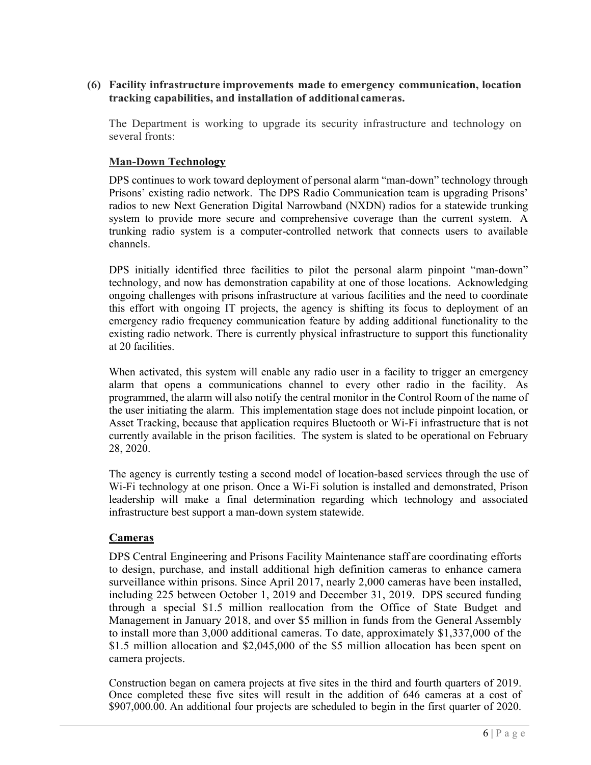**(6) Facility infrastructure improvements made to emergency communication, location tracking capabilities, and installation of additional cameras.**

The Department is working to upgrade its security infrastructure and technology on several fronts:

**Man-Down Technology**

DPS continues to work toward deployment of personal alarm "man-down" technology through Prisons' existing radio network. The DPS Radio Communication team is upgrading Prisons' radios to new Next Generation Digital Narrowband (NXDN) radios for a statewide trunking system to provide more secure and comprehensive coverage than the current system. A trunking radio system is a computer-controlled network that connects users to available channels.

DPS initially identified three facilities to pilot the personal alarm pinpoint "man-down" technology, and now has demonstration capability at one of those locations. Acknowledging ongoing challenges with prisons infrastructure at various facilities and the need to coordinate this effort with ongoing IT projects, the agency is shifting its focus to deployment of an emergency radio frequency communication feature by adding additional functionality to the existing radio network. There is currently physical infrastructure to support this functionality at 20 facilities.

When activated, this system will enable any radio user in a facility to trigger an emergency alarm that opens a communications channel to every other radio in the facility. As programmed, the alarm will also notify the central monitor in the Control Room of the name of the user initiating the alarm. This implementation stage does not include pinpoint location, or Asset Tracking, because that application requires Bluetooth or Wi-Fi infrastructure that is not currently available in the prison facilities. The system is slated to be operational on February 28, 2020.

The agency is currently testing a second model of location-based services through the use of Wi-Fi technology at one prison. Once a Wi-Fi solution is installed and demonstrated, Prison leadership will make a final determination regarding which technology and associated infrastructure best support a man-down system statewide.

**Cameras**

DPS Central Engineering and Prisons Facility Maintenance staff are coordinating efforts to design, purchase, and install additional high definition cameras to enhance camera surveillance within prisons. Since April 2017, nearly 2,000 cameras have been installed, including 225 between October 1, 2019 and December 31, 2019. DPS secured funding through a special $1.5 million reallocation from the Office of State Budget and Management in January 2018, and over $5 million in funds from the General Assembly to install more than 3,000 additional cameras. To date, approximately $1,337,000 of the $1.5 million allocation and $2,045,000 of the $5 million allocation has been spent on camera projects.

Construction began on camera projects at five sites in the third and fourth quarters of 2019. Once completed these five sites will result in the addition of 646 cameras at a cost of $907,000.00. An additional four projects are scheduled to begin in the first quarter of 2020.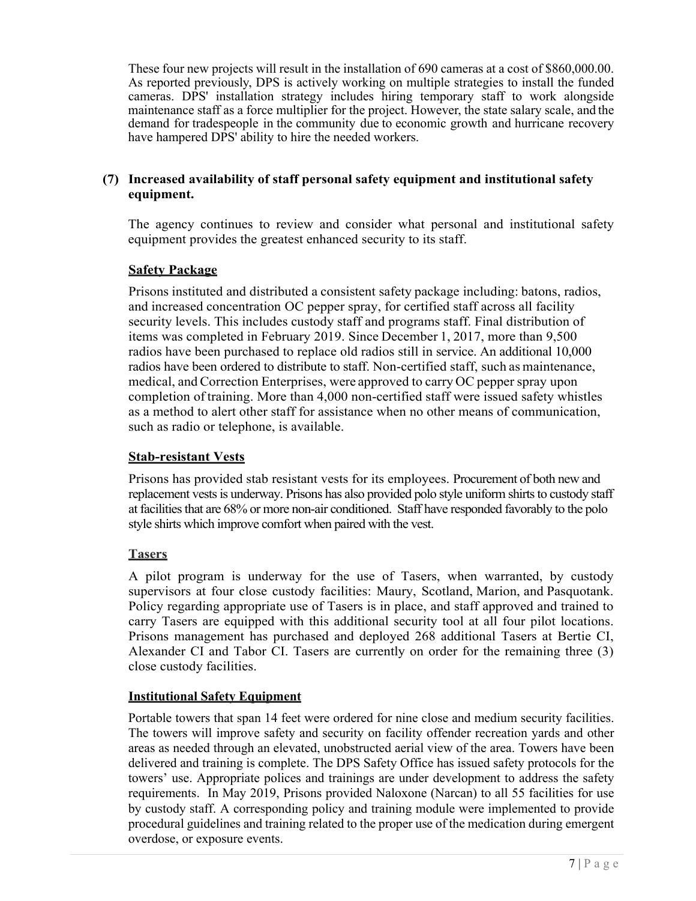These four new projects will result in the installation of 690 cameras at a cost of $860,000.00. As reported previously, DPS is actively working on multiple strategies to install the funded cameras. DPS' installation strategy includes hiring temporary staff to work alongside maintenance staff as a force multiplier for the project. However, the state salary scale, and the demand for tradespeople in the community due to economic growth and hurricane recovery have hampered DPS' ability to hire the needed workers.

**(7) Increased availability of staff personal safety equipment and institutional safety equipment.**

The agency continues to review and consider what personal and institutional safety equipment provides the greatest enhanced security to its staff.

**Safety Package**

Prisons instituted and distributed a consistent safety package including: batons, radios, and increased concentration OC pepper spray, for certified staff across all facility security levels. This includes custody staff and programs staff. Final distribution of items was completed in February 2019. Since December 1, 2017, more than 9,500 radios have been purchased to replace old radios still in service. An additional 10,000 radios have been ordered to distribute to staff. Non-certified staff, such as maintenance, medical, and Correction Enterprises, were approved to carry OC pepper spray upon completion of training. More than 4,000 non-certified staff were issued safety whistles as a method to alert other staff for assistance when no other means of communication, such as radio or telephone, is available.

**Stab-resistant Vests**

Prisons has provided stab resistant vests for its employees. Procurement of both new and replacement vests is underway. Prisons has also provided polo style uniform shirts to custody staff at facilities that are 68% or more non-air conditioned. Staff have responded favorably to the polo style shirts which improve comfort when paired with the vest.

**Tasers**

A pilot program is underway for the use of Tasers, when warranted, by custody supervisors at four close custody facilities: Maury, Scotland, Marion, and Pasquotank. Policy regarding appropriate use of Tasers is in place, and staff approved and trained to carry Tasers are equipped with this additional security tool at all four pilot locations. Prisons management has purchased and deployed 268 additional Tasers at Bertie CI, Alexander CI and Tabor CI. Tasers are currently on order for the remaining three (3) close custody facilities.

**Institutional Safety Equipment**

Portable towers that span 14 feet were ordered for nine close and medium security facilities. The towers will improve safety and security on facility offender recreation yards and other areas as needed through an elevated, unobstructed aerial view of the area. Towers have been delivered and training is complete. The DPS Safety Office has issued safety protocols for the towers' use. Appropriate polices and trainings are under development to address the safety requirements. In May 2019, Prisons provided Naloxone (Narcan) to all 55 facilities for use by custody staff. A corresponding policy and training module were implemented to provide procedural guidelines and training related to the proper use of the medication during emergent overdose, or exposure events.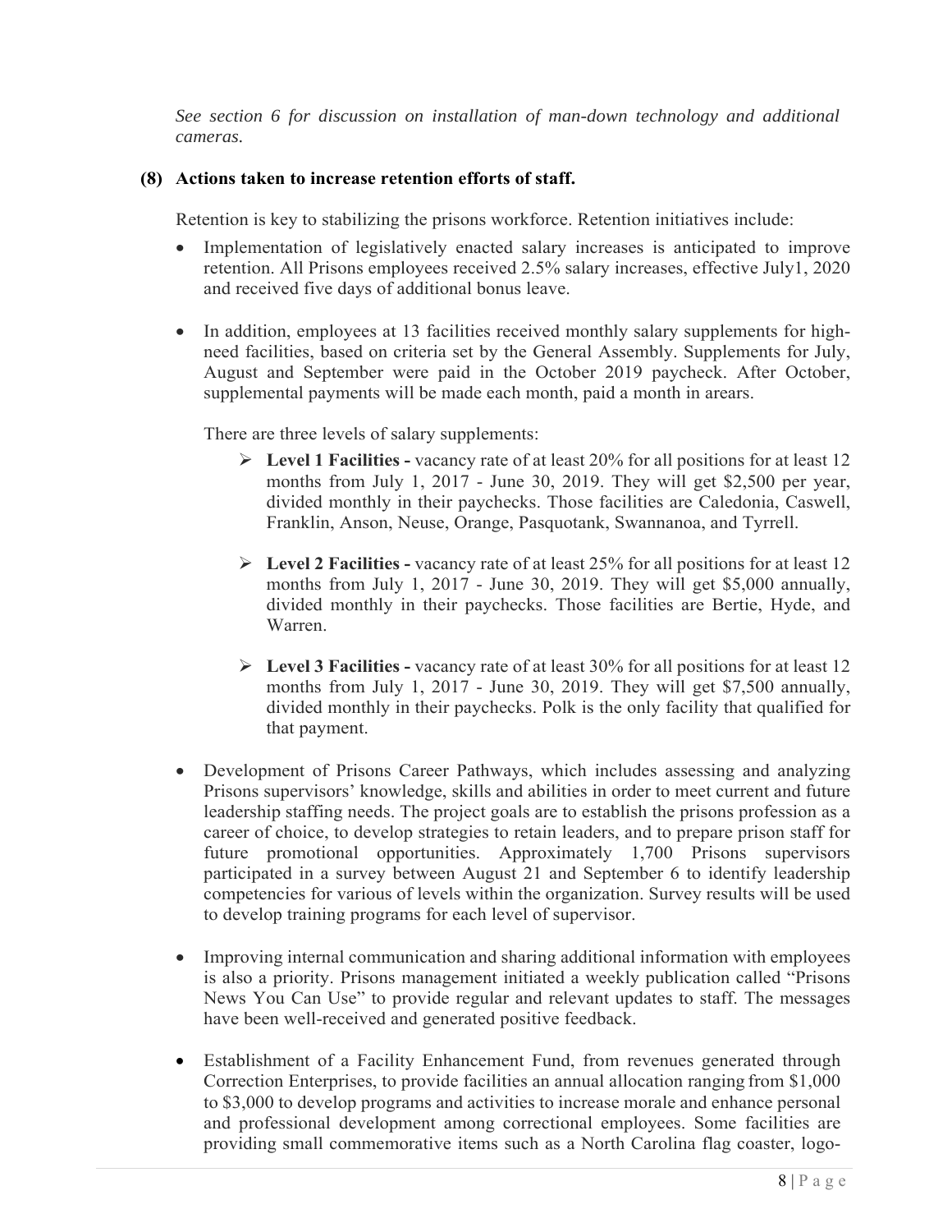*See section 6 for discussion on installation of man-down technology and additional cameras.*

### (8) Actions taken to increase retention efforts of staff.

Retention is key to stabilizing the prisons workforce. Retention initiatives include:

- Implementation of legislatively enacted salary increases is anticipated to improve retention. All Prisons employees received 2.5% salary increases, effective July1, 2020 and received five days of additional bonus leave.

- In addition, employees at 13 facilities received monthly salary supplements for high-need facilities, based on criteria set by the General Assembly. Supplements for July, August and September were paid in the October 2019 paycheck. After October, supplemental payments will be made each month, paid a month in arears.

  There are three levels of salary supplements:

  - **Level 1 Facilities -** vacancy rate of at least 20% for all positions for at least 12 months from July 1, 2017 - June 30, 2019. They will get $2,500 per year, divided monthly in their paychecks. Those facilities are Caledonia, Caswell, Franklin, Anson, Neuse, Orange, Pasquotank, Swannanoa, and Tyrrell.

  - **Level 2 Facilities -** vacancy rate of at least 25% for all positions for at least 12 months from July 1, 2017 - June 30, 2019. They will get $5,000 annually, divided monthly in their paychecks. Those facilities are Bertie, Hyde, and Warren.

  - **Level 3 Facilities -** vacancy rate of at least 30% for all positions for at least 12 months from July 1, 2017 - June 30, 2019. They will get $7,500 annually, divided monthly in their paychecks. Polk is the only facility that qualified for that payment.

- Development of Prisons Career Pathways, which includes assessing and analyzing Prisons supervisors' knowledge, skills and abilities in order to meet current and future leadership staffing needs. The project goals are to establish the prisons profession as a career of choice, to develop strategies to retain leaders, and to prepare prison staff for future promotional opportunities. Approximately 1,700 Prisons supervisors participated in a survey between August 21 and September 6 to identify leadership competencies for various of levels within the organization. Survey results will be used to develop training programs for each level of supervisor.

- Improving internal communication and sharing additional information with employees is also a priority. Prisons management initiated a weekly publication called "Prisons News You Can Use" to provide regular and relevant updates to staff. The messages have been well-received and generated positive feedback.

- Establishment of a Facility Enhancement Fund, from revenues generated through Correction Enterprises, to provide facilities an annual allocation ranging from $1,000 to $3,000 to develop programs and activities to increase morale and enhance personal and professional development among correctional employees. Some facilities are providing small commemorative items such as a North Carolina flag coaster, logo-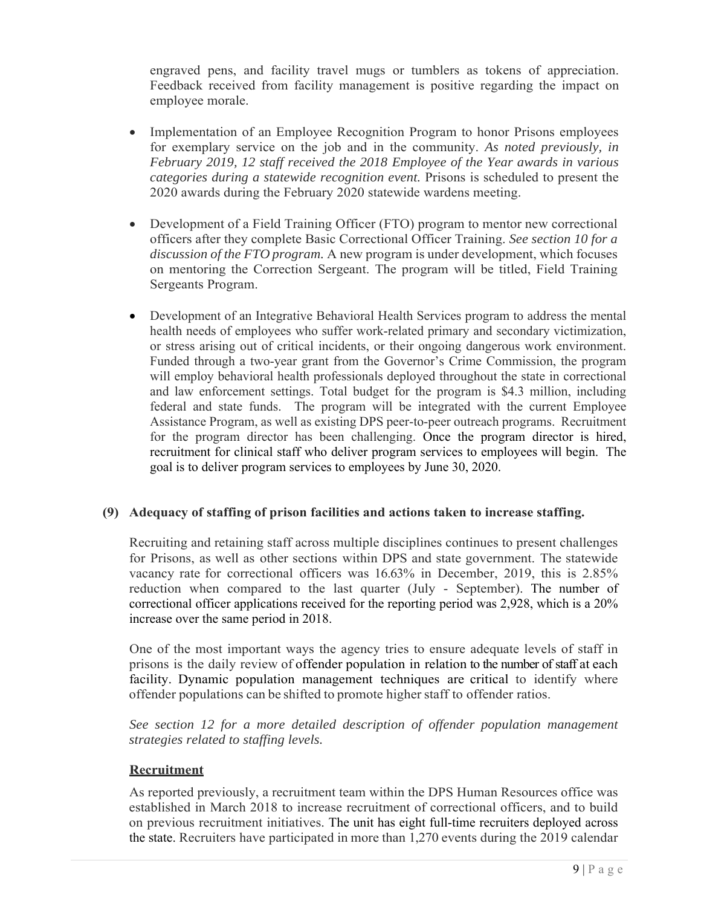engraved pens, and facility travel mugs or tumblers as tokens of appreciation. Feedback received from facility management is positive regarding the impact on employee morale.

- Implementation of an Employee Recognition Program to honor Prisons employees for exemplary service on the job and in the community. *As noted previously, in February 2019, 12 staff received the 2018 Employee of the Year awards in various categories during a statewide recognition event.* Prisons is scheduled to present the 2020 awards during the February 2020 statewide wardens meeting.

- Development of a Field Training Officer (FTO) program to mentor new correctional officers after they complete Basic Correctional Officer Training. *See section 10 for a discussion of the FTO program.* A new program is under development, which focuses on mentoring the Correction Sergeant. The program will be titled, Field Training Sergeants Program.

- Development of an Integrative Behavioral Health Services program to address the mental health needs of employees who suffer work-related primary and secondary victimization, or stress arising out of critical incidents, or their ongoing dangerous work environment. Funded through a two-year grant from the Governor's Crime Commission, the program will employ behavioral health professionals deployed throughout the state in correctional and law enforcement settings. Total budget for the program is $4.3 million, including federal and state funds. The program will be integrated with the current Employee Assistance Program, as well as existing DPS peer-to-peer outreach programs. Recruitment for the program director has been challenging. Once the program director is hired, recruitment for clinical staff who deliver program services to employees will begin. The goal is to deliver program services to employees by June 30, 2020.

## (9) Adequacy of staffing of prison facilities and actions taken to increase staffing.

Recruiting and retaining staff across multiple disciplines continues to present challenges for Prisons, as well as other sections within DPS and state government. The statewide vacancy rate for correctional officers was 16.63% in December, 2019, this is 2.85% reduction when compared to the last quarter (July - September). The number of correctional officer applications received for the reporting period was 2,928, which is a 20% increase over the same period in 2018.

One of the most important ways the agency tries to ensure adequate levels of staff in prisons is the daily review of offender population in relation to the number of staff at each facility. Dynamic population management techniques are critical to identify where offender populations can be shifted to promote higher staff to offender ratios.

*See section 12 for a more detailed description of offender population management strategies related to staffing levels.*

### Recruitment

As reported previously, a recruitment team within the DPS Human Resources office was established in March 2018 to increase recruitment of correctional officers, and to build on previous recruitment initiatives. The unit has eight full-time recruiters deployed across the state. Recruiters have participated in more than 1,270 events during the 2019 calendar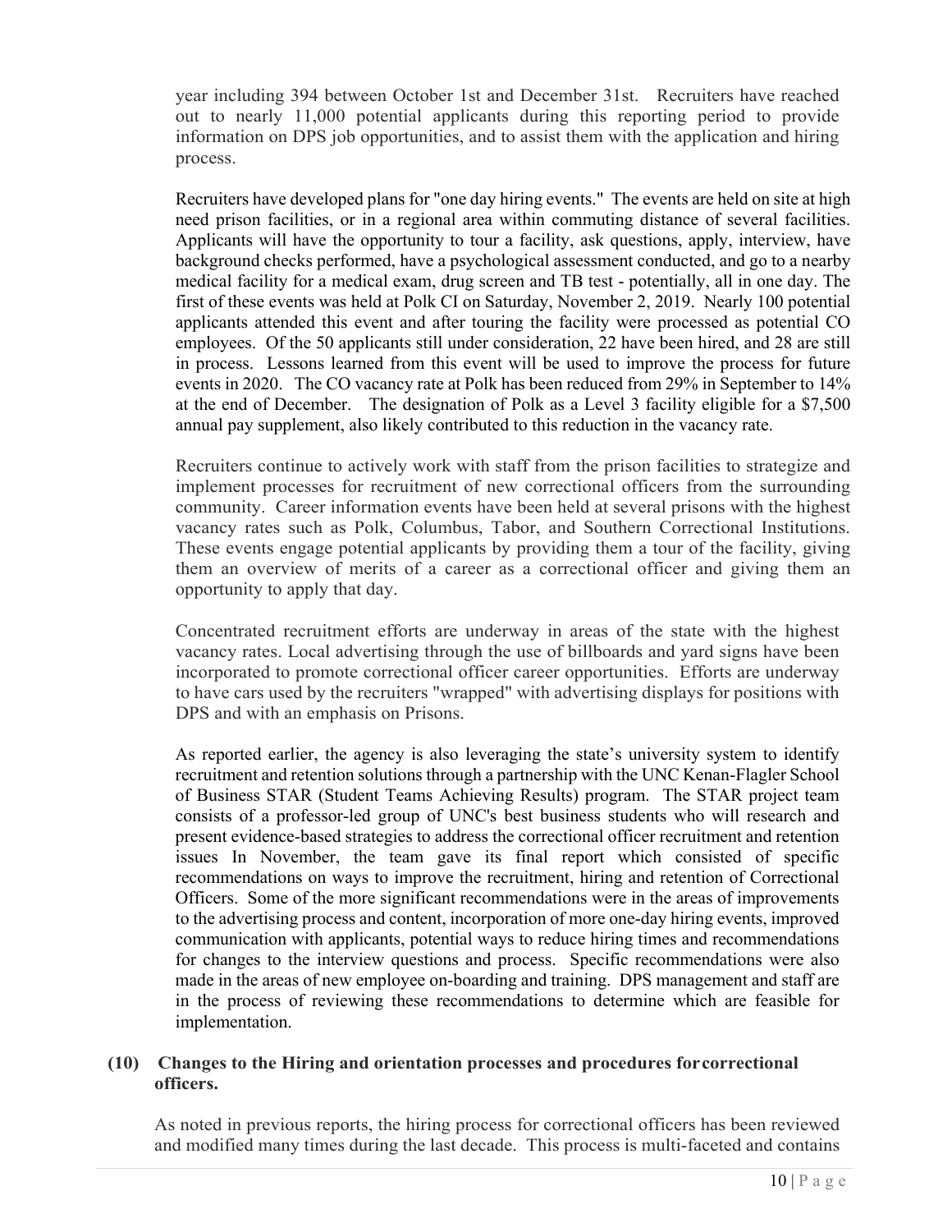year including 394 between October 1st and December 31st. Recruiters have reached out to nearly 11,000 potential applicants during this reporting period to provide information on DPS job opportunities, and to assist them with the application and hiring process.

Recruiters have developed plans for "one day hiring events." The events are held on site at high need prison facilities, or in a regional area within commuting distance of several facilities. Applicants will have the opportunity to tour a facility, ask questions, apply, interview, have background checks performed, have a psychological assessment conducted, and go to a nearby medical facility for a medical exam, drug screen and TB test - potentially, all in one day. The first of these events was held at Polk CI on Saturday, November 2, 2019. Nearly 100 potential applicants attended this event and after touring the facility were processed as potential CO employees. Of the 50 applicants still under consideration, 22 have been hired, and 28 are still in process. Lessons learned from this event will be used to improve the process for future events in 2020. The CO vacancy rate at Polk has been reduced from 29% in September to 14% at the end of December. The designation of Polk as a Level 3 facility eligible for a $7,500 annual pay supplement, also likely contributed to this reduction in the vacancy rate.

Recruiters continue to actively work with staff from the prison facilities to strategize and implement processes for recruitment of new correctional officers from the surrounding community. Career information events have been held at several prisons with the highest vacancy rates such as Polk, Columbus, Tabor, and Southern Correctional Institutions. These events engage potential applicants by providing them a tour of the facility, giving them an overview of merits of a career as a correctional officer and giving them an opportunity to apply that day.

Concentrated recruitment efforts are underway in areas of the state with the highest vacancy rates. Local advertising through the use of billboards and yard signs have been incorporated to promote correctional officer career opportunities. Efforts are underway to have cars used by the recruiters "wrapped" with advertising displays for positions with DPS and with an emphasis on Prisons.

As reported earlier, the agency is also leveraging the state's university system to identify recruitment and retention solutions through a partnership with the UNC Kenan-Flagler School of Business STAR (Student Teams Achieving Results) program. The STAR project team consists of a professor-led group of UNC's best business students who will research and present evidence-based strategies to address the correctional officer recruitment and retention issues In November, the team gave its final report which consisted of specific recommendations on ways to improve the recruitment, hiring and retention of Correctional Officers. Some of the more significant recommendations were in the areas of improvements to the advertising process and content, incorporation of more one-day hiring events, improved communication with applicants, potential ways to reduce hiring times and recommendations for changes to the interview questions and process. Specific recommendations were also made in the areas of new employee on-boarding and training. DPS management and staff are in the process of reviewing these recommendations to determine which are feasible for implementation.

**(10) Changes to the Hiring and orientation processes and procedures for correctional officers.**

As noted in previous reports, the hiring process for correctional officers has been reviewed and modified many times during the last decade. This process is multi-faceted and contains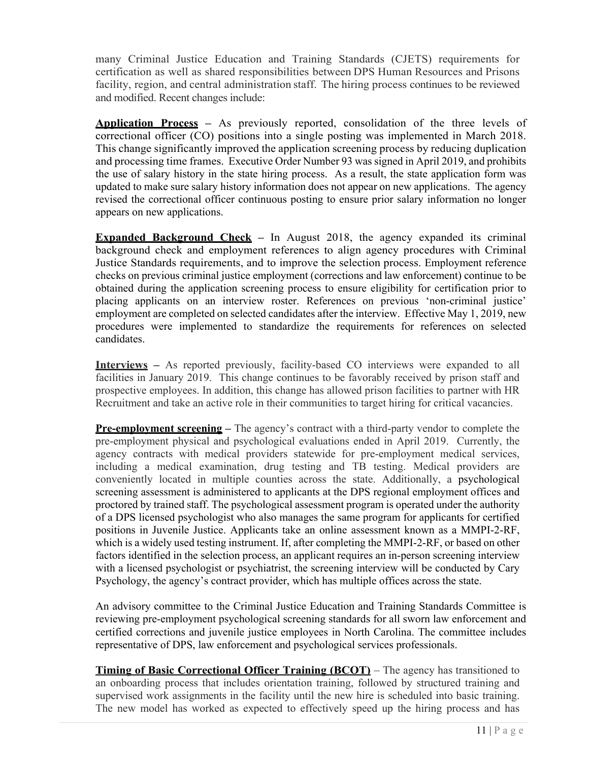many Criminal Justice Education and Training Standards (CJETS) requirements for certification as well as shared responsibilities between DPS Human Resources and Prisons facility, region, and central administration staff. The hiring process continues to be reviewed and modified. Recent changes include:

**Application Process** – As previously reported, consolidation of the three levels of correctional officer (CO) positions into a single posting was implemented in March 2018. This change significantly improved the application screening process by reducing duplication and processing time frames. Executive Order Number 93 was signed in April 2019, and prohibits the use of salary history in the state hiring process. As a result, the state application form was updated to make sure salary history information does not appear on new applications. The agency revised the correctional officer continuous posting to ensure prior salary information no longer appears on new applications.

**Expanded Background Check** – In August 2018, the agency expanded its criminal background check and employment references to align agency procedures with Criminal Justice Standards requirements, and to improve the selection process. Employment reference checks on previous criminal justice employment (corrections and law enforcement) continue to be obtained during the application screening process to ensure eligibility for certification prior to placing applicants on an interview roster. References on previous 'non-criminal justice' employment are completed on selected candidates after the interview. Effective May 1, 2019, new procedures were implemented to standardize the requirements for references on selected candidates.

**Interviews** – As reported previously, facility-based CO interviews were expanded to all facilities in January 2019. This change continues to be favorably received by prison staff and prospective employees. In addition, this change has allowed prison facilities to partner with HR Recruitment and take an active role in their communities to target hiring for critical vacancies.

**Pre-employment screening** – The agency's contract with a third-party vendor to complete the pre-employment physical and psychological evaluations ended in April 2019. Currently, the agency contracts with medical providers statewide for pre-employment medical services, including a medical examination, drug testing and TB testing. Medical providers are conveniently located in multiple counties across the state. Additionally, a psychological screening assessment is administered to applicants at the DPS regional employment offices and proctored by trained staff. The psychological assessment program is operated under the authority of a DPS licensed psychologist who also manages the same program for applicants for certified positions in Juvenile Justice. Applicants take an online assessment known as a MMPI-2-RF, which is a widely used testing instrument. If, after completing the MMPI-2-RF, or based on other factors identified in the selection process, an applicant requires an in-person screening interview with a licensed psychologist or psychiatrist, the screening interview will be conducted by Cary Psychology, the agency's contract provider, which has multiple offices across the state.

An advisory committee to the Criminal Justice Education and Training Standards Committee is reviewing pre-employment psychological screening standards for all sworn law enforcement and certified corrections and juvenile justice employees in North Carolina. The committee includes representative of DPS, law enforcement and psychological services professionals.

**Timing of Basic Correctional Officer Training (BCOT)** – The agency has transitioned to an onboarding process that includes orientation training, followed by structured training and supervised work assignments in the facility until the new hire is scheduled into basic training. The new model has worked as expected to effectively speed up the hiring process and has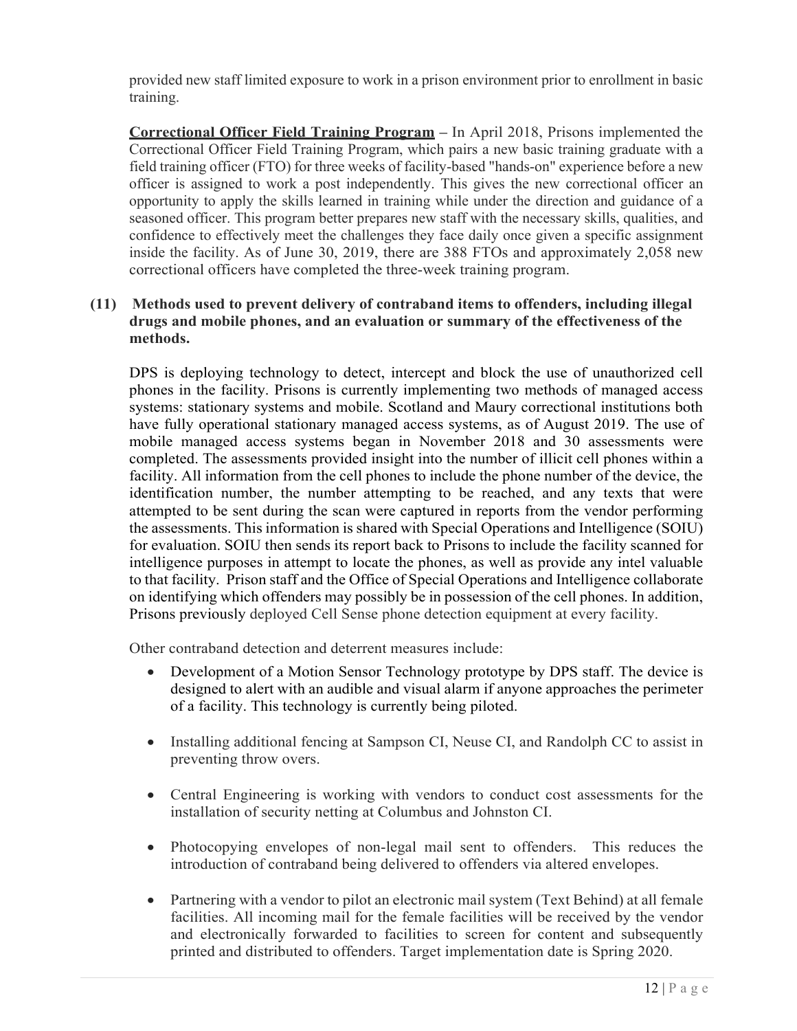provided new staff limited exposure to work in a prison environment prior to enrollment in basic training.

**Correctional Officer Field Training Program** – In April 2018, Prisons implemented the Correctional Officer Field Training Program, which pairs a new basic training graduate with a field training officer (FTO) for three weeks of facility-based "hands-on" experience before a new officer is assigned to work a post independently. This gives the new correctional officer an opportunity to apply the skills learned in training while under the direction and guidance of a seasoned officer. This program better prepares new staff with the necessary skills, qualities, and confidence to effectively meet the challenges they face daily once given a specific assignment inside the facility. As of June 30, 2019, there are 388 FTOs and approximately 2,058 new correctional officers have completed the three-week training program.

**(11) Methods used to prevent delivery of contraband items to offenders, including illegal drugs and mobile phones, and an evaluation or summary of the effectiveness of the methods.**

DPS is deploying technology to detect, intercept and block the use of unauthorized cell phones in the facility. Prisons is currently implementing two methods of managed access systems: stationary systems and mobile. Scotland and Maury correctional institutions both have fully operational stationary managed access systems, as of August 2019. The use of mobile managed access systems began in November 2018 and 30 assessments were completed. The assessments provided insight into the number of illicit cell phones within a facility. All information from the cell phones to include the phone number of the device, the identification number, the number attempting to be reached, and any texts that were attempted to be sent during the scan were captured in reports from the vendor performing the assessments. This information is shared with Special Operations and Intelligence (SOIU) for evaluation. SOIU then sends its report back to Prisons to include the facility scanned for intelligence purposes in attempt to locate the phones, as well as provide any intel valuable to that facility. Prison staff and the Office of Special Operations and Intelligence collaborate on identifying which offenders may possibly be in possession of the cell phones. In addition, Prisons previously deployed Cell Sense phone detection equipment at every facility.

Other contraband detection and deterrent measures include:

- Development of a Motion Sensor Technology prototype by DPS staff. The device is designed to alert with an audible and visual alarm if anyone approaches the perimeter of a facility. This technology is currently being piloted.
- Installing additional fencing at Sampson CI, Neuse CI, and Randolph CC to assist in preventing throw overs.
- Central Engineering is working with vendors to conduct cost assessments for the installation of security netting at Columbus and Johnston CI.
- Photocopying envelopes of non-legal mail sent to offenders. This reduces the introduction of contraband being delivered to offenders via altered envelopes.
- Partnering with a vendor to pilot an electronic mail system (Text Behind) at all female facilities. All incoming mail for the female facilities will be received by the vendor and electronically forwarded to facilities to screen for content and subsequently printed and distributed to offenders. Target implementation date is Spring 2020.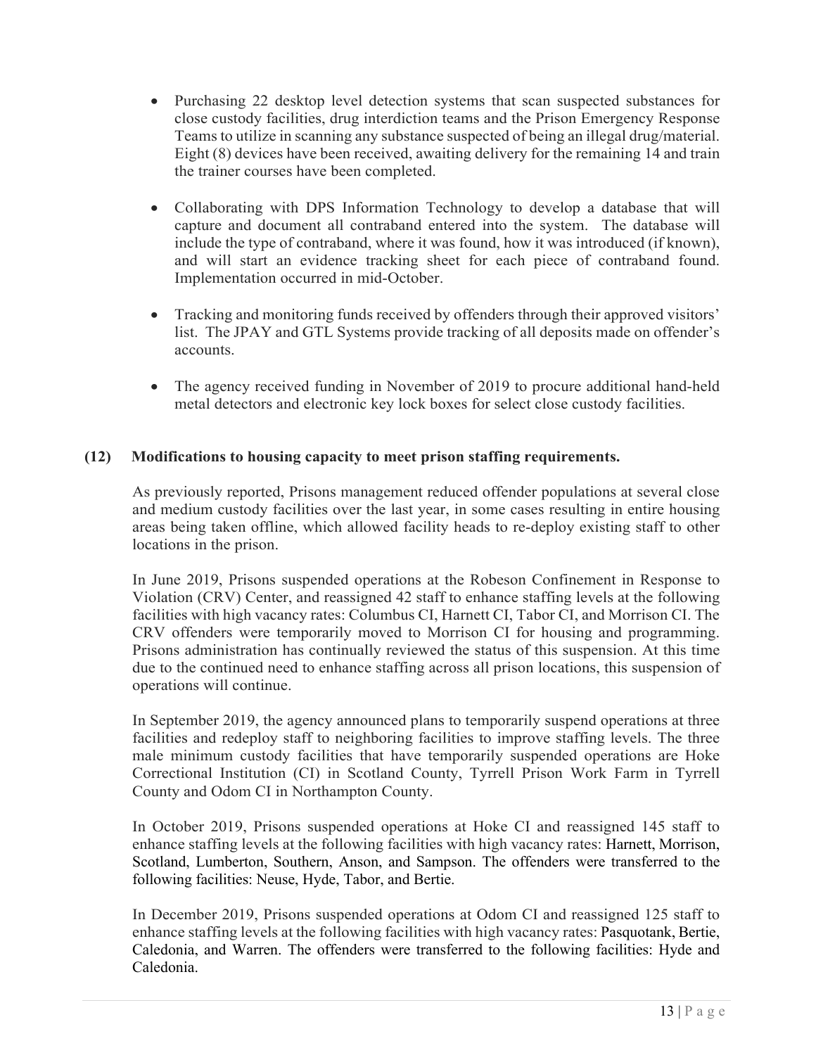- Purchasing 22 desktop level detection systems that scan suspected substances for close custody facilities, drug interdiction teams and the Prison Emergency Response Teams to utilize in scanning any substance suspected of being an illegal drug/material. Eight (8) devices have been received, awaiting delivery for the remaining 14 and train the trainer courses have been completed.

- Collaborating with DPS Information Technology to develop a database that will capture and document all contraband entered into the system. The database will include the type of contraband, where it was found, how it was introduced (if known), and will start an evidence tracking sheet for each piece of contraband found. Implementation occurred in mid-October.

- Tracking and monitoring funds received by offenders through their approved visitors' list. The JPAY and GTL Systems provide tracking of all deposits made on offender's accounts.

- The agency received funding in November of 2019 to procure additional hand-held metal detectors and electronic key lock boxes for select close custody facilities.

**(12) Modifications to housing capacity to meet prison staffing requirements.**

As previously reported, Prisons management reduced offender populations at several close and medium custody facilities over the last year, in some cases resulting in entire housing areas being taken offline, which allowed facility heads to re-deploy existing staff to other locations in the prison.

In June 2019, Prisons suspended operations at the Robeson Confinement in Response to Violation (CRV) Center, and reassigned 42 staff to enhance staffing levels at the following facilities with high vacancy rates: Columbus CI, Harnett CI, Tabor CI, and Morrison CI. The CRV offenders were temporarily moved to Morrison CI for housing and programming. Prisons administration has continually reviewed the status of this suspension. At this time due to the continued need to enhance staffing across all prison locations, this suspension of operations will continue.

In September 2019, the agency announced plans to temporarily suspend operations at three facilities and redeploy staff to neighboring facilities to improve staffing levels. The three male minimum custody facilities that have temporarily suspended operations are Hoke Correctional Institution (CI) in Scotland County, Tyrrell Prison Work Farm in Tyrrell County and Odom CI in Northampton County.

In October 2019, Prisons suspended operations at Hoke CI and reassigned 145 staff to enhance staffing levels at the following facilities with high vacancy rates: Harnett, Morrison, Scotland, Lumberton, Southern, Anson, and Sampson. The offenders were transferred to the following facilities: Neuse, Hyde, Tabor, and Bertie.

In December 2019, Prisons suspended operations at Odom CI and reassigned 125 staff to enhance staffing levels at the following facilities with high vacancy rates: Pasquotank, Bertie, Caledonia, and Warren. The offenders were transferred to the following facilities: Hyde and Caledonia.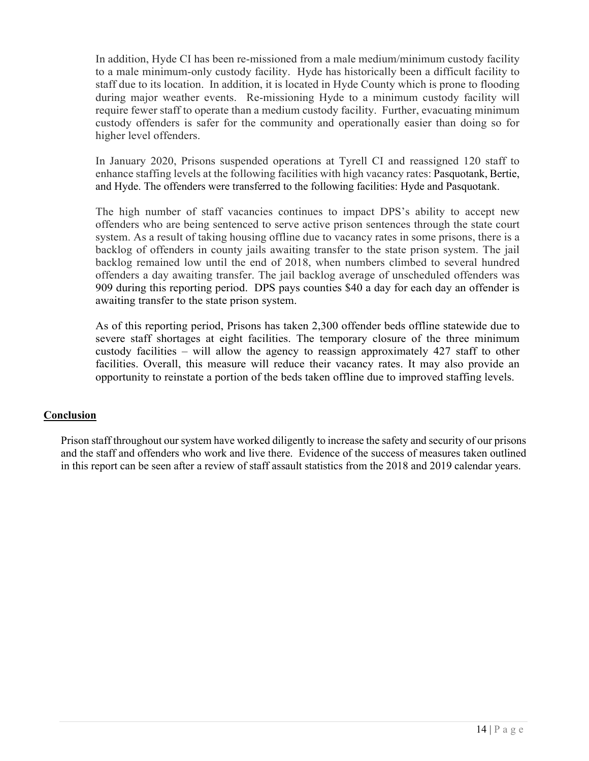In addition, Hyde CI has been re-missioned from a male medium/minimum custody facility to a male minimum-only custody facility. Hyde has historically been a difficult facility to staff due to its location. In addition, it is located in Hyde County which is prone to flooding during major weather events. Re-missioning Hyde to a minimum custody facility will require fewer staff to operate than a medium custody facility. Further, evacuating minimum custody offenders is safer for the community and operationally easier than doing so for higher level offenders.

In January 2020, Prisons suspended operations at Tyrell CI and reassigned 120 staff to enhance staffing levels at the following facilities with high vacancy rates: Pasquotank, Bertie, and Hyde. The offenders were transferred to the following facilities: Hyde and Pasquotank.

The high number of staff vacancies continues to impact DPS's ability to accept new offenders who are being sentenced to serve active prison sentences through the state court system. As a result of taking housing offline due to vacancy rates in some prisons, there is a backlog of offenders in county jails awaiting transfer to the state prison system. The jail backlog remained low until the end of 2018, when numbers climbed to several hundred offenders a day awaiting transfer. The jail backlog average of unscheduled offenders was 909 during this reporting period. DPS pays counties $40 a day for each day an offender is awaiting transfer to the state prison system.

As of this reporting period, Prisons has taken 2,300 offender beds offline statewide due to severe staff shortages at eight facilities. The temporary closure of the three minimum custody facilities – will allow the agency to reassign approximately 427 staff to other facilities. Overall, this measure will reduce their vacancy rates. It may also provide an opportunity to reinstate a portion of the beds taken offline due to improved staffing levels.

## **Conclusion**

Prison staff throughout our system have worked diligently to increase the safety and security of our prisons and the staff and offenders who work and live there. Evidence of the success of measures taken outlined in this report can be seen after a review of staff assault statistics from the 2018 and 2019 calendar years.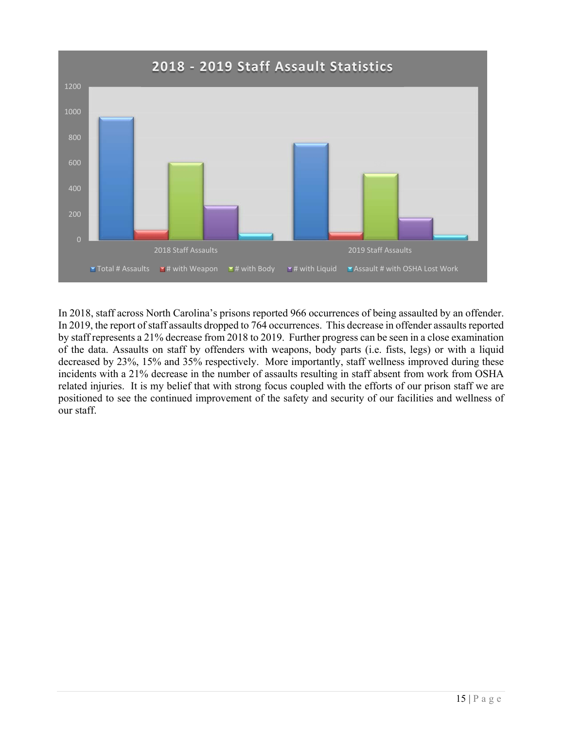**2018 - 2019 Staff Assault Statistics**

In 2018, staff across North Carolina's prisons reported 966 occurrences of being assaulted by an offender. In 2019, the report of staff assaults dropped to 764 occurrences. This decrease in offender assaults reported by staff represents a 21% decrease from 2018 to 2019. Further progress can be seen in a close examination of the data. Assaults on staff by offenders with weapons, body parts (i.e. fists, legs) or with a liquid decreased by 23%, 15% and 35% respectively. More importantly, staff wellness improved during these incidents with a 21% decrease in the number of assaults resulting in staff absent from work from OSHA related injuries. It is my belief that with strong focus coupled with the efforts of our prison staff we are positioned to see the continued improvement of the safety and security of our facilities and wellness of our staff.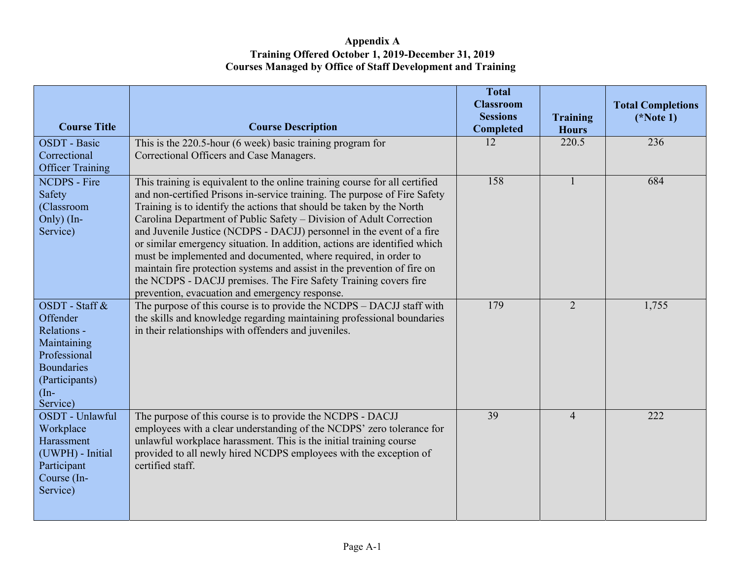**Appendix A**
**Training Offered October 1, 2019-December 31, 2019**
**Courses Managed by Office of Staff Development and Training**

| Course Title | Course Description | Total Classroom Sessions Completed | Training Hours | Total Completions (*Note 1) |
|---|---|---|---|---|
| OSDT - Basic Correctional Officer Training | This is the 220.5-hour (6 week) basic training program for Correctional Officers and Case Managers. | 12 | 220.5 | 236 |
| NCDPS - Fire Safety (Classroom Only) (In-Service) | This training is equivalent to the online training course for all certified and non-certified Prisons in-service training. The purpose of Fire Safety Training is to identify the actions that should be taken by the North Carolina Department of Public Safety – Division of Adult Correction and Juvenile Justice (NCDPS - DACJJ) personnel in the event of a fire or similar emergency situation. In addition, actions are identified which must be implemented and documented, where required, in order to maintain fire protection systems and assist in the prevention of fire on the NCDPS - DACJJ premises. The Fire Safety Training covers fire prevention, evacuation and emergency response. | 158 | 1 | 684 |
| OSDT - Staff & Offender Relations - Maintaining Professional Boundaries (Participants) (In-Service) | The purpose of this course is to provide the NCDPS – DACJJ staff with the skills and knowledge regarding maintaining professional boundaries in their relationships with offenders and juveniles. | 179 | 2 | 1,755 |
| OSDT - Unlawful Workplace Harassment (UWPH) - Initial Participant Course (In-Service) | The purpose of this course is to provide the NCDPS - DACJJ employees with a clear understanding of the NCDPS' zero tolerance for unlawful workplace harassment. This is the initial training course provided to all newly hired NCDPS employees with the exception of certified staff. | 39 | 4 | 222 |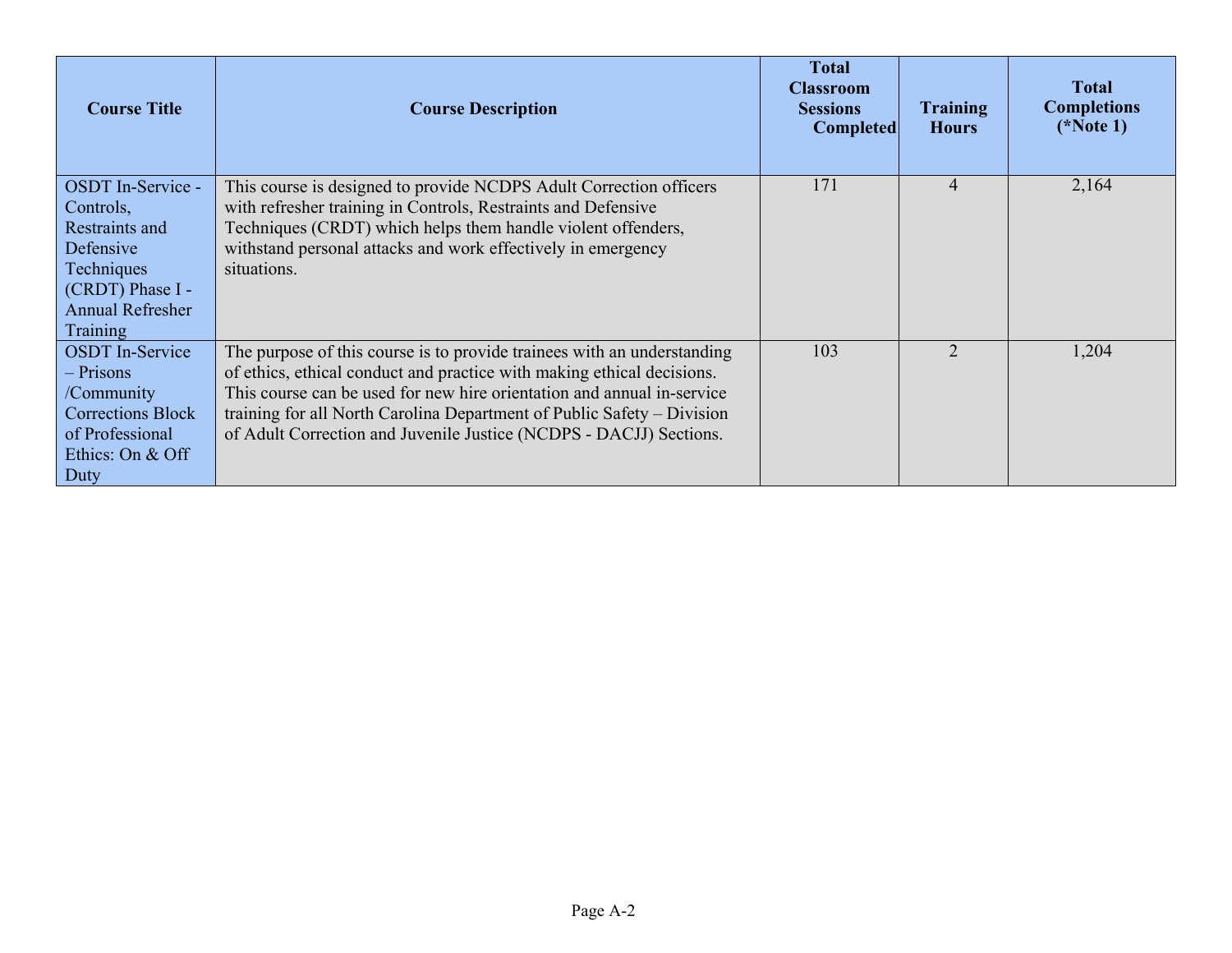| Course Title | Course Description | Total Classroom Sessions Completed | Training Hours | Total Completions (*Note 1) |
| --- | --- | --- | --- | --- |
| OSDT In-Service - Controls, Restraints and Defensive Techniques (CRDT) Phase I - Annual Refresher Training | This course is designed to provide NCDPS Adult Correction officers with refresher training in Controls, Restraints and Defensive Techniques (CRDT) which helps them handle violent offenders, withstand personal attacks and work effectively in emergency situations. | 171 | 4 | 2,164 |
| OSDT In-Service – Prisons /Community Corrections Block of Professional Ethics: On & Off Duty | The purpose of this course is to provide trainees with an understanding of ethics, ethical conduct and practice with making ethical decisions. This course can be used for new hire orientation and annual in-service training for all North Carolina Department of Public Safety – Division of Adult Correction and Juvenile Justice (NCDPS - DACJJ) Sections. | 103 | 2 | 1,204 |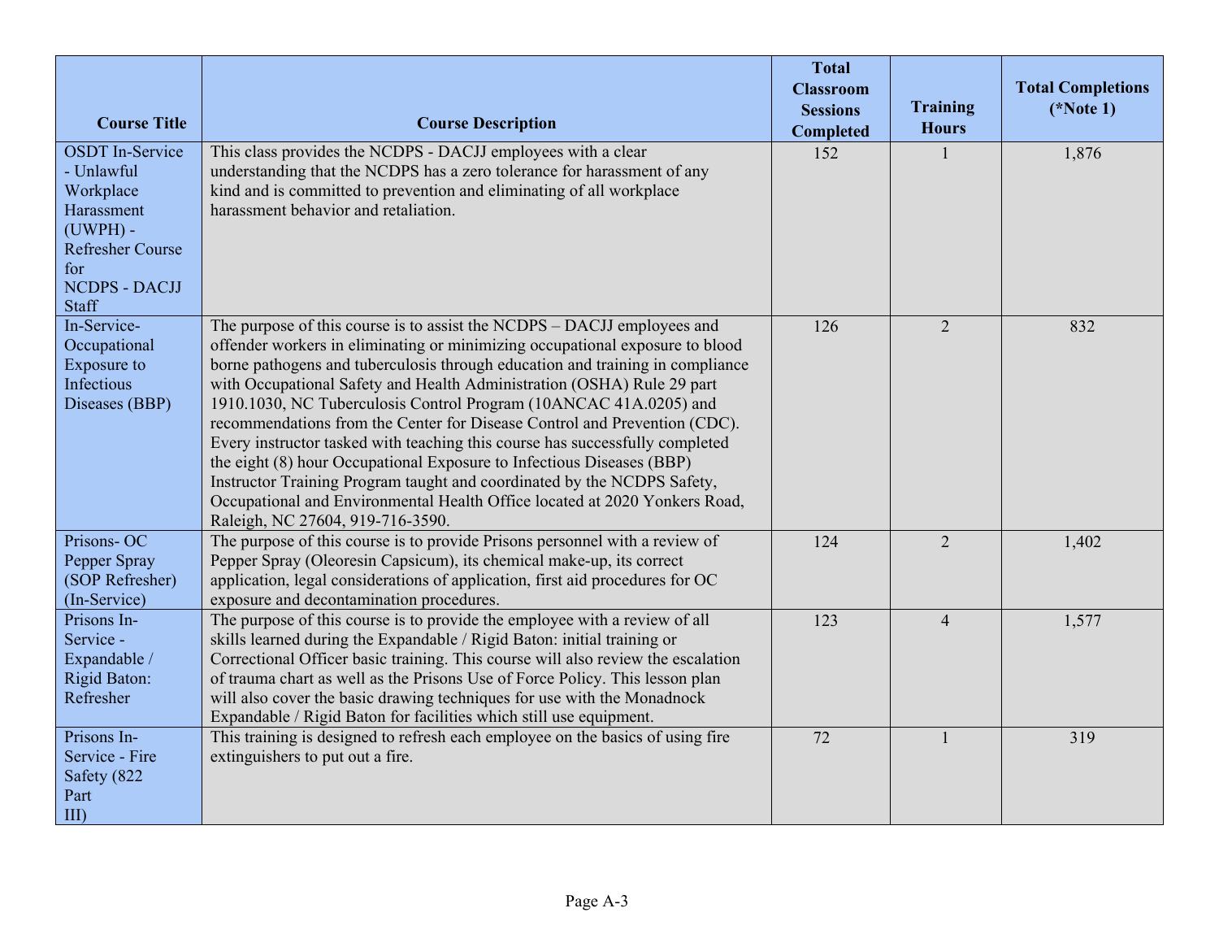| Course Title | Course Description | Total Classroom Sessions Completed | Training Hours | Total Completions (*Note 1) |
|---|---|---|---|---|
| OSDT In-Service - Unlawful Workplace Harassment (UWPH) - Refresher Course for NCDPS - DACJJ Staff | This class provides the NCDPS - DACJJ employees with a clear understanding that the NCDPS has a zero tolerance for harassment of any kind and is committed to prevention and eliminating of all workplace harassment behavior and retaliation. | 152 | 1 | 1,876 |
| In-Service- Occupational Exposure to Infectious Diseases (BBP) | The purpose of this course is to assist the NCDPS – DACJJ employees and offender workers in eliminating or minimizing occupational exposure to blood borne pathogens and tuberculosis through education and training in compliance with Occupational Safety and Health Administration (OSHA) Rule 29 part 1910.1030, NC Tuberculosis Control Program (10ANCAC 41A.0205) and recommendations from the Center for Disease Control and Prevention (CDC). Every instructor tasked with teaching this course has successfully completed the eight (8) hour Occupational Exposure to Infectious Diseases (BBP) Instructor Training Program taught and coordinated by the NCDPS Safety, Occupational and Environmental Health Office located at 2020 Yonkers Road, Raleigh, NC 27604, 919-716-3590. | 126 | 2 | 832 |
| Prisons- OC Pepper Spray (SOP Refresher) (In-Service) | The purpose of this course is to provide Prisons personnel with a review of Pepper Spray (Oleoresin Capsicum), its chemical make-up, its correct application, legal considerations of application, first aid procedures for OC exposure and decontamination procedures. | 124 | 2 | 1,402 |
| Prisons In-Service - Expandable / Rigid Baton: Refresher | The purpose of this course is to provide the employee with a review of all skills learned during the Expandable / Rigid Baton: initial training or Correctional Officer basic training. This course will also review the escalation of trauma chart as well as the Prisons Use of Force Policy. This lesson plan will also cover the basic drawing techniques for use with the Monadnock Expandable / Rigid Baton for facilities which still use equipment. | 123 | 4 | 1,577 |
| Prisons In-Service - Fire Safety (822 Part III) | This training is designed to refresh each employee on the basics of using fire extinguishers to put out a fire. | 72 | 1 | 319 |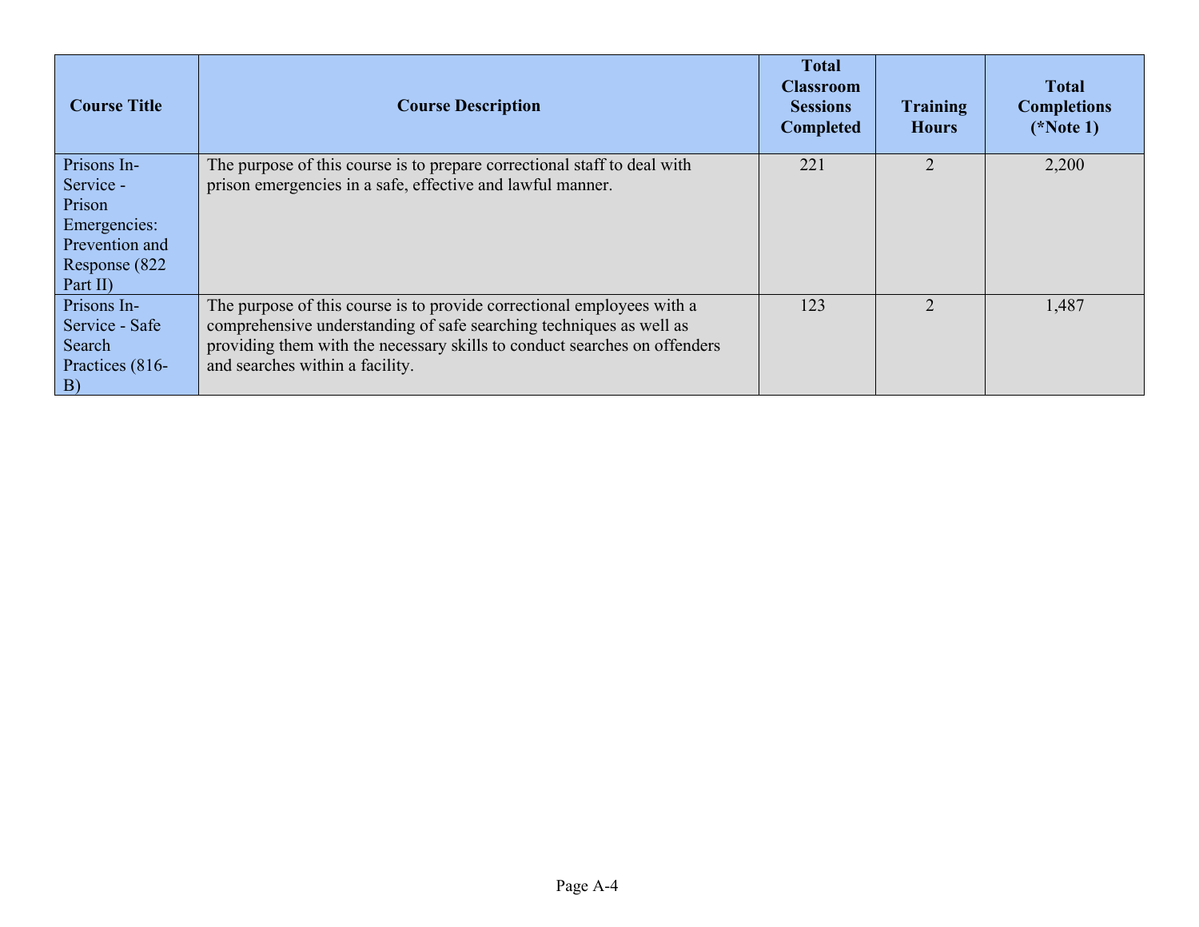| Course Title | Course Description | Total Classroom Sessions Completed | Training Hours | Total Completions (*Note 1) |
|---|---|---|---|---|
| Prisons In-Service - Prison Emergencies: Prevention and Response (822 Part II) | The purpose of this course is to prepare correctional staff to deal with prison emergencies in a safe, effective and lawful manner. | 221 | 2 | 2,200 |
| Prisons In-Service - Safe Search Practices (816-B) | The purpose of this course is to provide correctional employees with a comprehensive understanding of safe searching techniques as well as providing them with the necessary skills to conduct searches on offenders and searches within a facility. | 123 | 2 | 1,487 |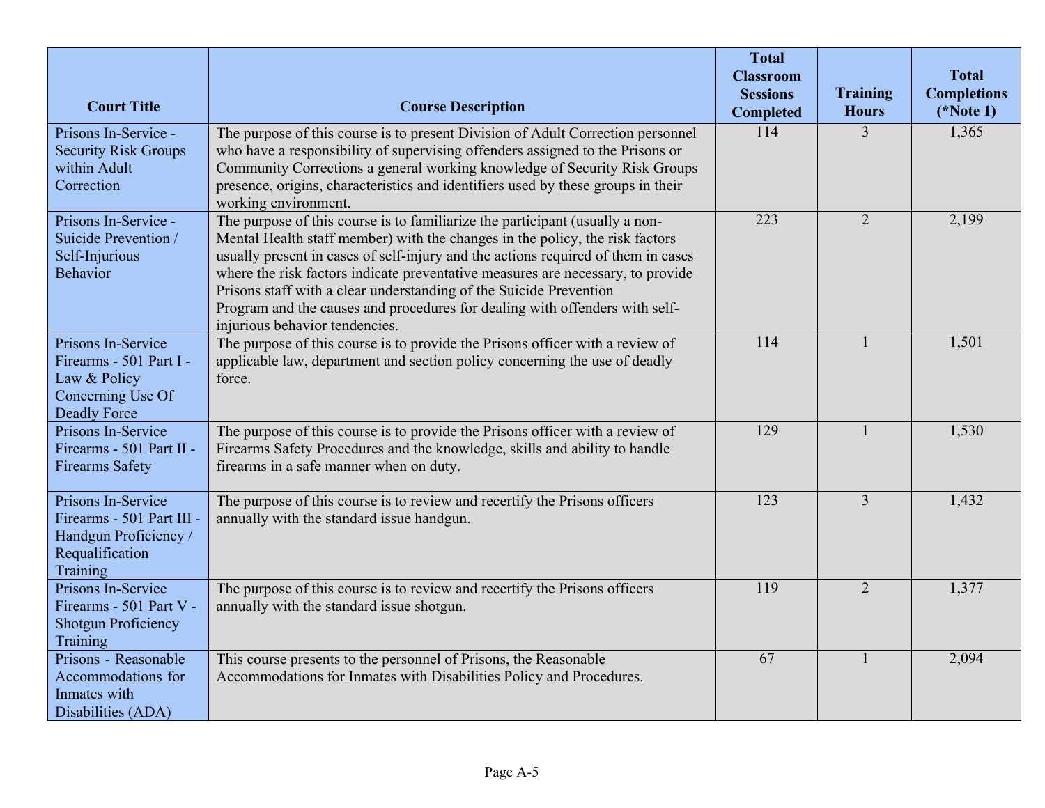| Court Title | Course Description | Total Classroom Sessions Completed | Training Hours | Total Completions (*Note 1) |
|---|---|---|---|---|
| Prisons In-Service - Security Risk Groups within Adult Correction | The purpose of this course is to present Division of Adult Correction personnel who have a responsibility of supervising offenders assigned to the Prisons or Community Corrections a general working knowledge of Security Risk Groups presence, origins, characteristics and identifiers used by these groups in their working environment. | 114 | 3 | 1,365 |
| Prisons In-Service - Suicide Prevention / Self-Injurious Behavior | The purpose of this course is to familiarize the participant (usually a non-Mental Health staff member) with the changes in the policy, the risk factors usually present in cases of self-injury and the actions required of them in cases where the risk factors indicate preventative measures are necessary, to provide Prisons staff with a clear understanding of the Suicide Prevention Program and the causes and procedures for dealing with offenders with self-injurious behavior tendencies. | 223 | 2 | 2,199 |
| Prisons In-Service Firearms - 501 Part I - Law & Policy Concerning Use Of Deadly Force | The purpose of this course is to provide the Prisons officer with a review of applicable law, department and section policy concerning the use of deadly force. | 114 | 1 | 1,501 |
| Prisons In-Service Firearms - 501 Part II - Firearms Safety | The purpose of this course is to provide the Prisons officer with a review of Firearms Safety Procedures and the knowledge, skills and ability to handle firearms in a safe manner when on duty. | 129 | 1 | 1,530 |
| Prisons In-Service Firearms - 501 Part III - Handgun Proficiency / Requalification Training | The purpose of this course is to review and recertify the Prisons officers annually with the standard issue handgun. | 123 | 3 | 1,432 |
| Prisons In-Service Firearms - 501 Part V - Shotgun Proficiency Training | The purpose of this course is to review and recertify the Prisons officers annually with the standard issue shotgun. | 119 | 2 | 1,377 |
| Prisons - Reasonable Accommodations for Inmates with Disabilities (ADA) | This course presents to the personnel of Prisons, the Reasonable Accommodations for Inmates with Disabilities Policy and Procedures. | 67 | 1 | 2,094 |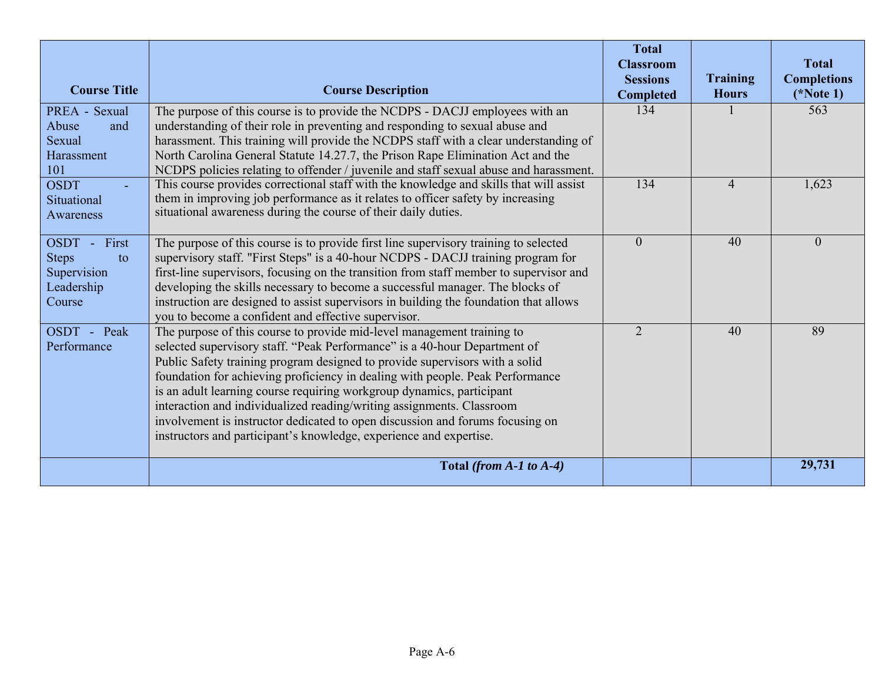| Course Title | Course Description | Total Classroom Sessions Completed | Training Hours | Total Completions (*Note 1) |
|---|---|---|---|---|
| PREA - Sexual Abuse and Sexual Harassment 101 | The purpose of this course is to provide the NCDPS - DACJJ employees with an understanding of their role in preventing and responding to sexual abuse and harassment. This training will provide the NCDPS staff with a clear understanding of North Carolina General Statute 14.27.7, the Prison Rape Elimination Act and the NCDPS policies relating to offender / juvenile and staff sexual abuse and harassment. | 134 | 1 | 563 |
| OSDT - Situational Awareness | This course provides correctional staff with the knowledge and skills that will assist them in improving job performance as it relates to officer safety by increasing situational awareness during the course of their daily duties. | 134 | 4 | 1,623 |
| OSDT - First Steps to Supervision Leadership Course | The purpose of this course is to provide first line supervisory training to selected supervisory staff. "First Steps" is a 40-hour NCDPS - DACJJ training program for first-line supervisors, focusing on the transition from staff member to supervisor and developing the skills necessary to become a successful manager. The blocks of instruction are designed to assist supervisors in building the foundation that allows you to become a confident and effective supervisor. | 0 | 40 | 0 |
| OSDT - Peak Performance | The purpose of this course to provide mid-level management training to selected supervisory staff. "Peak Performance" is a 40-hour Department of Public Safety training program designed to provide supervisors with a solid foundation for achieving proficiency in dealing with people. Peak Performance is an adult learning course requiring workgroup dynamics, participant interaction and individualized reading/writing assignments. Classroom involvement is instructor dedicated to open discussion and forums focusing on instructors and participant's knowledge, experience and expertise. | 2 | 40 | 89 |
| | **Total *(from A-1 to A-4)*** | | | **29,731** |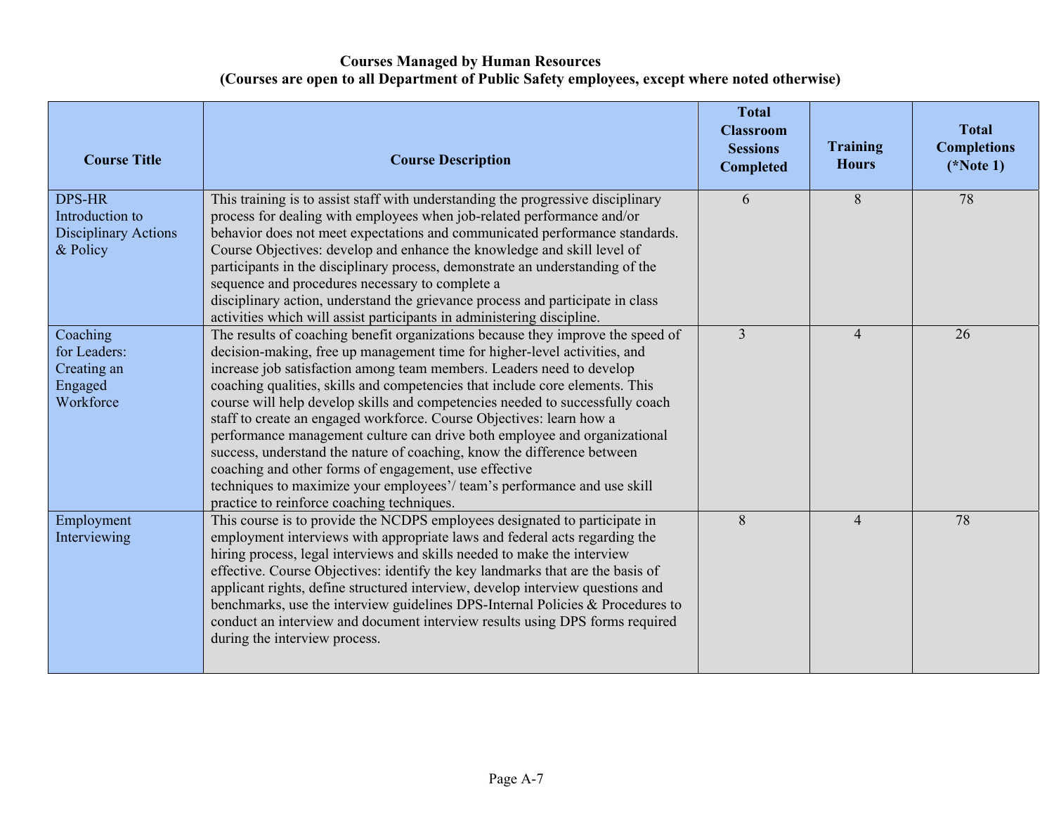**Courses Managed by Human Resources**
**(Courses are open to all Department of Public Safety employees, except where noted otherwise)**

| Course Title | Course Description | Total Classroom Sessions Completed | Training Hours | Total Completions (*Note 1) |
|---|---|---|---|---|
| DPS-HR Introduction to Disciplinary Actions & Policy | This training is to assist staff with understanding the progressive disciplinary process for dealing with employees when job-related performance and/or behavior does not meet expectations and communicated performance standards. Course Objectives: develop and enhance the knowledge and skill level of participants in the disciplinary process, demonstrate an understanding of the sequence and procedures necessary to complete a disciplinary action, understand the grievance process and participate in class activities which will assist participants in administering discipline. | 6 | 8 | 78 |
| Coaching for Leaders: Creating an Engaged Workforce | The results of coaching benefit organizations because they improve the speed of decision-making, free up management time for higher-level activities, and increase job satisfaction among team members. Leaders need to develop coaching qualities, skills and competencies that include core elements. This course will help develop skills and competencies needed to successfully coach staff to create an engaged workforce. Course Objectives: learn how a performance management culture can drive both employee and organizational success, understand the nature of coaching, know the difference between coaching and other forms of engagement, use effective techniques to maximize your employees'/ team's performance and use skill practice to reinforce coaching techniques. | 3 | 4 | 26 |
| Employment Interviewing | This course is to provide the NCDPS employees designated to participate in employment interviews with appropriate laws and federal acts regarding the hiring process, legal interviews and skills needed to make the interview effective. Course Objectives: identify the key landmarks that are the basis of applicant rights, define structured interview, develop interview questions and benchmarks, use the interview guidelines DPS-Internal Policies & Procedures to conduct an interview and document interview results using DPS forms required during the interview process. | 8 | 4 | 78 |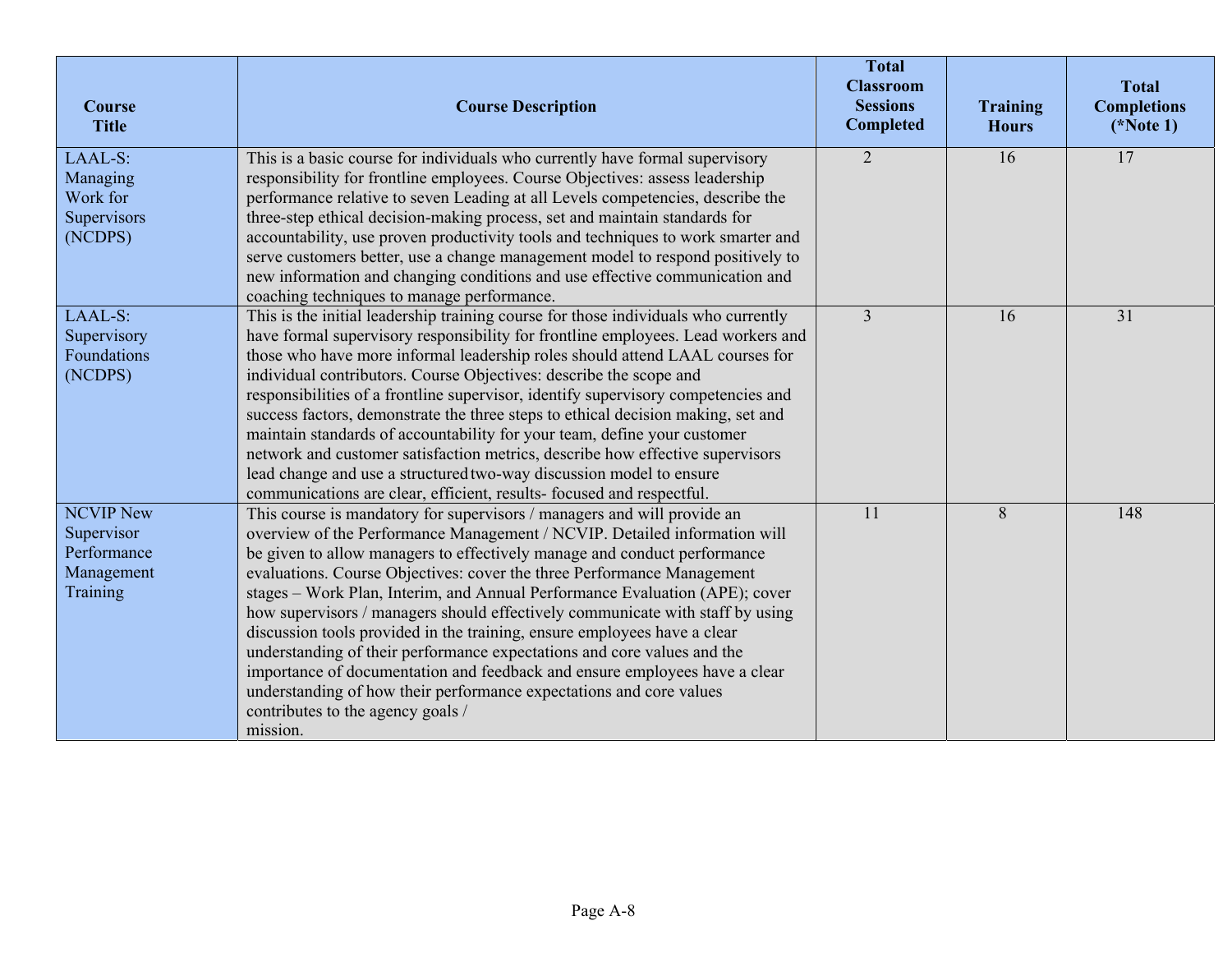| Course Title | Course Description | Total Classroom Sessions Completed | Training Hours | Total Completions (*Note 1) |
|---|---|---|---|---|
| LAAL-S: Managing Work for Supervisors (NCDPS) | This is a basic course for individuals who currently have formal supervisory responsibility for frontline employees. Course Objectives: assess leadership performance relative to seven Leading at all Levels competencies, describe the three-step ethical decision-making process, set and maintain standards for accountability, use proven productivity tools and techniques to work smarter and serve customers better, use a change management model to respond positively to new information and changing conditions and use effective communication and coaching techniques to manage performance. | 2 | 16 | 17 |
| LAAL-S: Supervisory Foundations (NCDPS) | This is the initial leadership training course for those individuals who currently have formal supervisory responsibility for frontline employees. Lead workers and those who have more informal leadership roles should attend LAAL courses for individual contributors. Course Objectives: describe the scope and responsibilities of a frontline supervisor, identify supervisory competencies and success factors, demonstrate the three steps to ethical decision making, set and maintain standards of accountability for your team, define your customer network and customer satisfaction metrics, describe how effective supervisors lead change and use a structured two-way discussion model to ensure communications are clear, efficient, results- focused and respectful. | 3 | 16 | 31 |
| NCVIP New Supervisor Performance Management Training | This course is mandatory for supervisors / managers and will provide an overview of the Performance Management / NCVIP. Detailed information will be given to allow managers to effectively manage and conduct performance evaluations. Course Objectives: cover the three Performance Management stages – Work Plan, Interim, and Annual Performance Evaluation (APE); cover how supervisors / managers should effectively communicate with staff by using discussion tools provided in the training, ensure employees have a clear understanding of their performance expectations and core values and the importance of documentation and feedback and ensure employees have a clear understanding of how their performance expectations and core values contributes to the agency goals / mission. | 11 | 8 | 148 |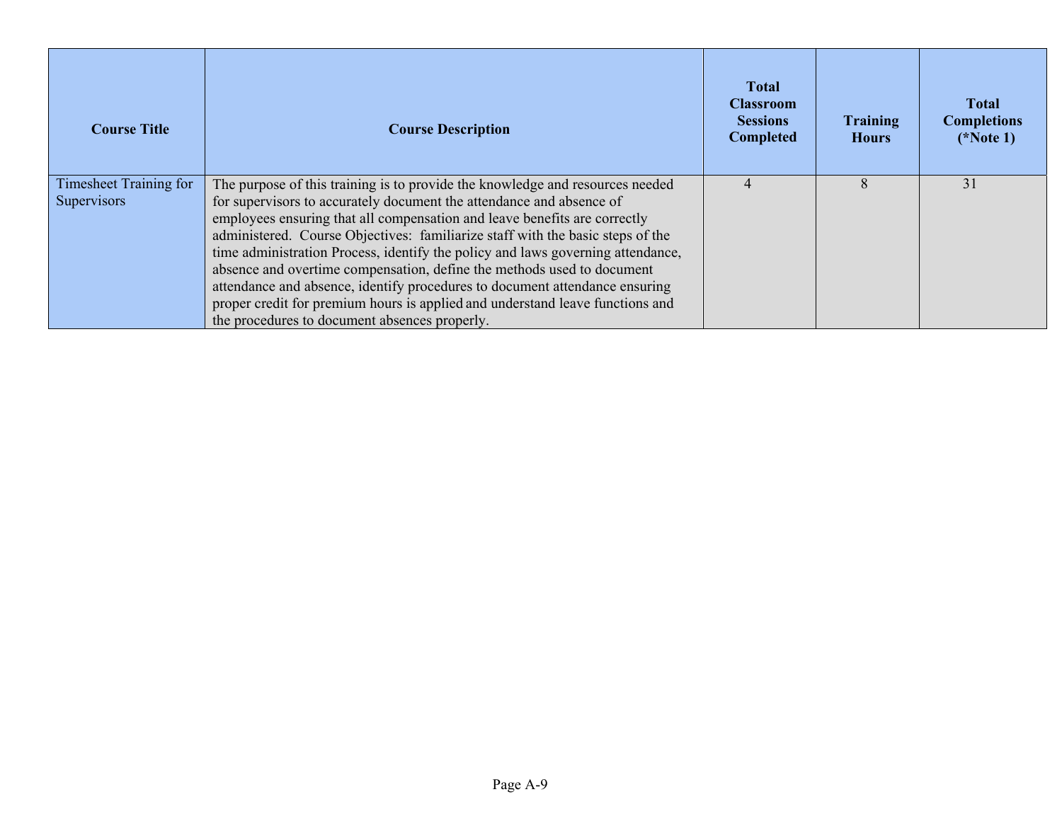| Course Title | Course Description | Total Classroom Sessions Completed | Training Hours | Total Completions (*Note 1) |
|---|---|---|---|---|
| Timesheet Training for Supervisors | The purpose of this training is to provide the knowledge and resources needed for supervisors to accurately document the attendance and absence of employees ensuring that all compensation and leave benefits are correctly administered. Course Objectives: familiarize staff with the basic steps of the time administration Process, identify the policy and laws governing attendance, absence and overtime compensation, define the methods used to document attendance and absence, identify procedures to document attendance ensuring proper credit for premium hours is applied and understand leave functions and the procedures to document absences properly. | 4 | 8 | 31 |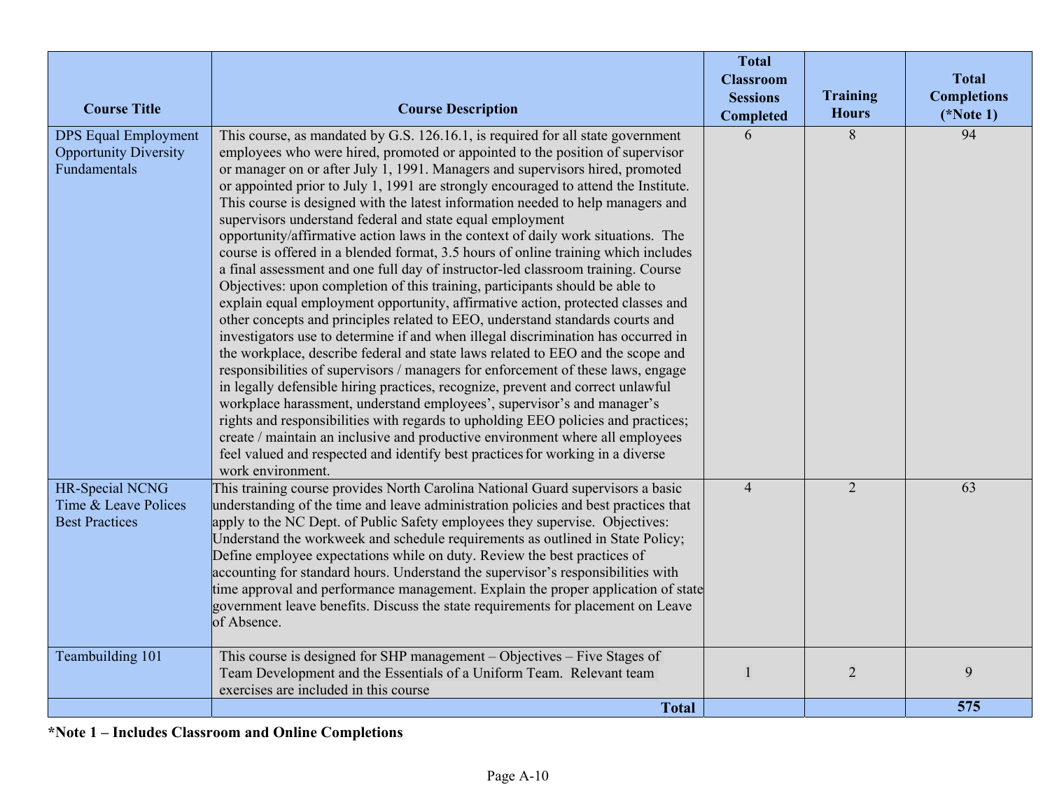| Course Title | Course Description | Total Classroom Sessions Completed | Training Hours | Total Completions (*Note 1) |
|---|---|---|---|---|
| DPS Equal Employment Opportunity Diversity Fundamentals | This course, as mandated by G.S. 126.16.1, is required for all state government employees who were hired, promoted or appointed to the position of supervisor or manager on or after July 1, 1991. Managers and supervisors hired, promoted or appointed prior to July 1, 1991 are strongly encouraged to attend the Institute. This course is designed with the latest information needed to help managers and supervisors understand federal and state equal employment opportunity/affirmative action laws in the context of daily work situations. The course is offered in a blended format, 3.5 hours of online training which includes a final assessment and one full day of instructor-led classroom training. Course Objectives: upon completion of this training, participants should be able to explain equal employment opportunity, affirmative action, protected classes and other concepts and principles related to EEO, understand standards courts and investigators use to determine if and when illegal discrimination has occurred in the workplace, describe federal and state laws related to EEO and the scope and responsibilities of supervisors / managers for enforcement of these laws, engage in legally defensible hiring practices, recognize, prevent and correct unlawful workplace harassment, understand employees', supervisor's and manager's rights and responsibilities with regards to upholding EEO policies and practices; create / maintain an inclusive and productive environment where all employees feel valued and respected and identify best practices for working in a diverse work environment. | 6 | 8 | 94 |
| HR-Special NCNG Time & Leave Polices Best Practices | This training course provides North Carolina National Guard supervisors a basic understanding of the time and leave administration policies and best practices that apply to the NC Dept. of Public Safety employees they supervise. Objectives: Understand the workweek and schedule requirements as outlined in State Policy; Define employee expectations while on duty. Review the best practices of accounting for standard hours. Understand the supervisor's responsibilities with time approval and performance management. Explain the proper application of state government leave benefits. Discuss the state requirements for placement on Leave of Absence. | 4 | 2 | 63 |
| Teambuilding 101 | This course is designed for SHP management – Objectives – Five Stages of Team Development and the Essentials of a Uniform Team. Relevant team exercises are included in this course | 1 | 2 | 9 |
| | **Total** | | | **575** |

**\*Note 1 – Includes Classroom and Online Completions**